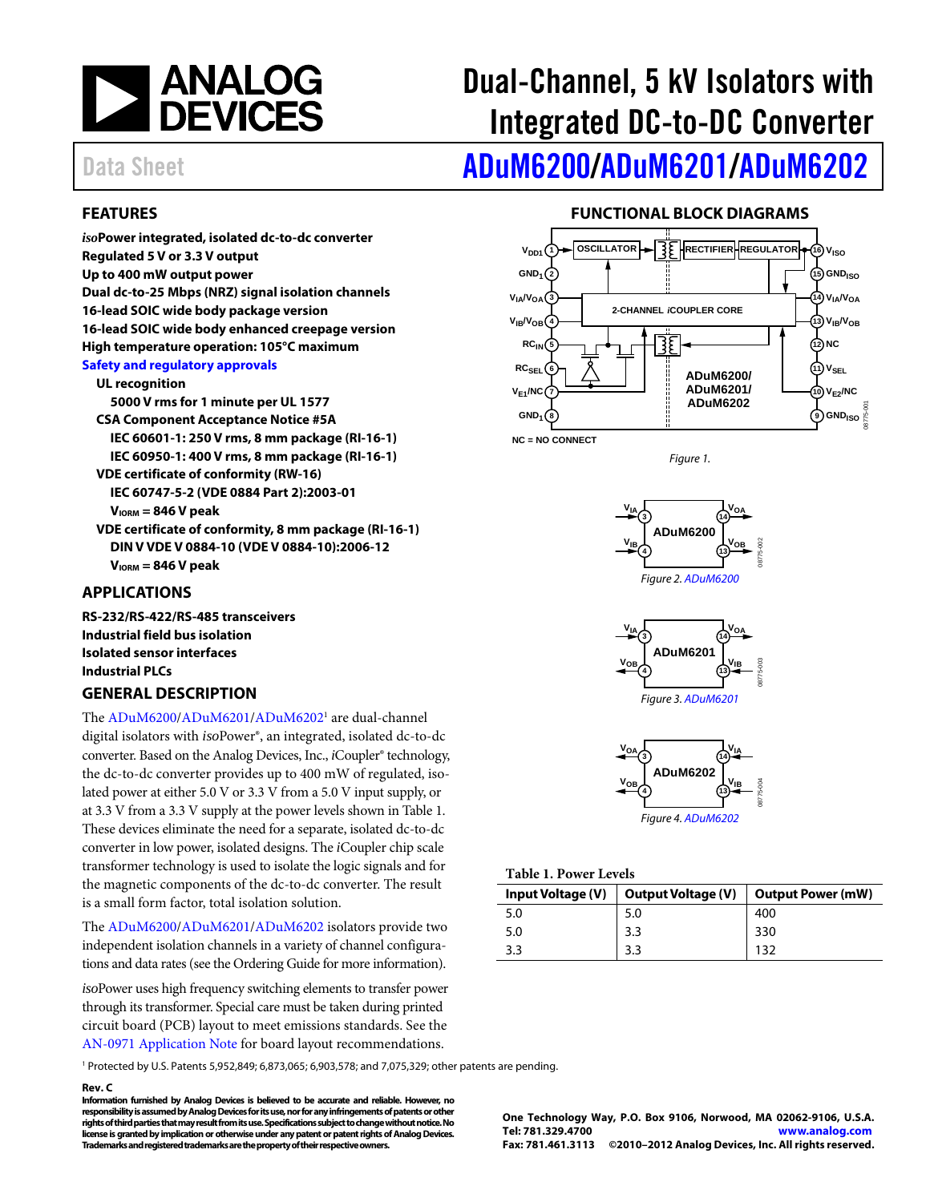# Dual-Channel, 5 kV Isolators with Integrated DC-to-DC Converter

Data Sheet

# ADuM6200/ADuM6201/ADuM6202

## FEATURES

**_iso_Power integrated, isolated dc-to-dc converter**
**Regulated 5 V or 3.3 V output**
**Up to 400 mW output power**
**Dual dc-to-25 Mbps (NRZ) signal isolation channels**
**16-lead SOIC wide body package version**
**16-lead SOIC wide body enhanced creepage version**
**High temperature operation: 105°C maximum**
**Safety and regulatory approvals**

- **UL recognition**
  - **5000 V rms for 1 minute per UL 1577**
- **CSA Component Acceptance Notice #5A**
  - **IEC 60601-1: 250 V rms, 8 mm package (RI-16-1)**
  - **IEC 60950-1: 400 V rms, 8 mm package (RI-16-1)**
- **VDE certificate of conformity (RW-16)**
  - **IEC 60747-5-2 (VDE 0884 Part 2):2003-01**
  - **$V_{IORM}$ = 846 V peak**
- **VDE certificate of conformity, 8 mm package (RI-16-1)**
  - **DIN V VDE V 0884-10 (VDE V 0884-10):2006-12**
  - **$V_{IORM}$ = 846 V peak**

## APPLICATIONS

**RS-232/RS-422/RS-485 transceivers**
**Industrial field bus isolation**
**Isolated sensor interfaces**
**Industrial PLCs**

## GENERAL DESCRIPTION

The ADuM6200/ADuM6201/ADuM6202[1] are dual-channel digital isolators with *iso*Power®, an integrated, isolated dc-to-dc converter. Based on the Analog Devices, Inc., *i*Coupler® technology, the dc-to-dc converter provides up to 400 mW of regulated, isolated power at either 5.0 V or 3.3 V from a 5.0 V input supply, or at 3.3 V from a 3.3 V supply at the power levels shown in Table 1. These devices eliminate the need for a separate, isolated dc-to-dc converter in low power, isolated designs. The *i*Coupler chip scale transformer technology is used to isolate the logic signals and for the magnetic components of the dc-to-dc converter. The result is a small form factor, total isolation solution.

The ADuM6200/ADuM6201/ADuM6202 isolators provide two independent isolation channels in a variety of channel configurations and data rates (see the Ordering Guide for more information).

*iso*Power uses high frequency switching elements to transfer power through its transformer. Special care must be taken during printed circuit board (PCB) layout to meet emissions standards. See the AN-0971 Application Note for board layout recommendations.

## FUNCTIONAL BLOCK DIAGRAMS

Figure 1.

Figure 2. ADuM6200

Figure 3. ADuM6201

Figure 4. ADuM6202

**Table 1. Power Levels**

| Input Voltage (V) | Output Voltage (V) | Output Power (mW) |
|---|---|---|
| 5.0 | 5.0 | 400 |
| 5.0 | 3.3 | 330 |
| 3.3 | 3.3 | 132 |

[1] Protected by U.S. Patents 5,952,849; 6,873,065; 6,903,578; and 7,075,329; other patents are pending.

**Rev. C**

**Information furnished by Analog Devices is believed to be accurate and reliable. However, no responsibility is assumed by Analog Devices for its use, nor for any infringements of patents or other rights of third parties that may result from its use. Specifications subject to change without notice. No license is granted by implication or otherwise under any patent or patent rights of Analog Devices. Trademarks and registered trademarks are the property of their respective owners.**

**One Technology Way, P.O. Box 9106, Norwood, MA 02062-9106, U.S.A.**
**Tel: 781.329.4700 www.analog.com**
**Fax: 781.461.3113 ©2010–2012 Analog Devices, Inc. All rights reserved.**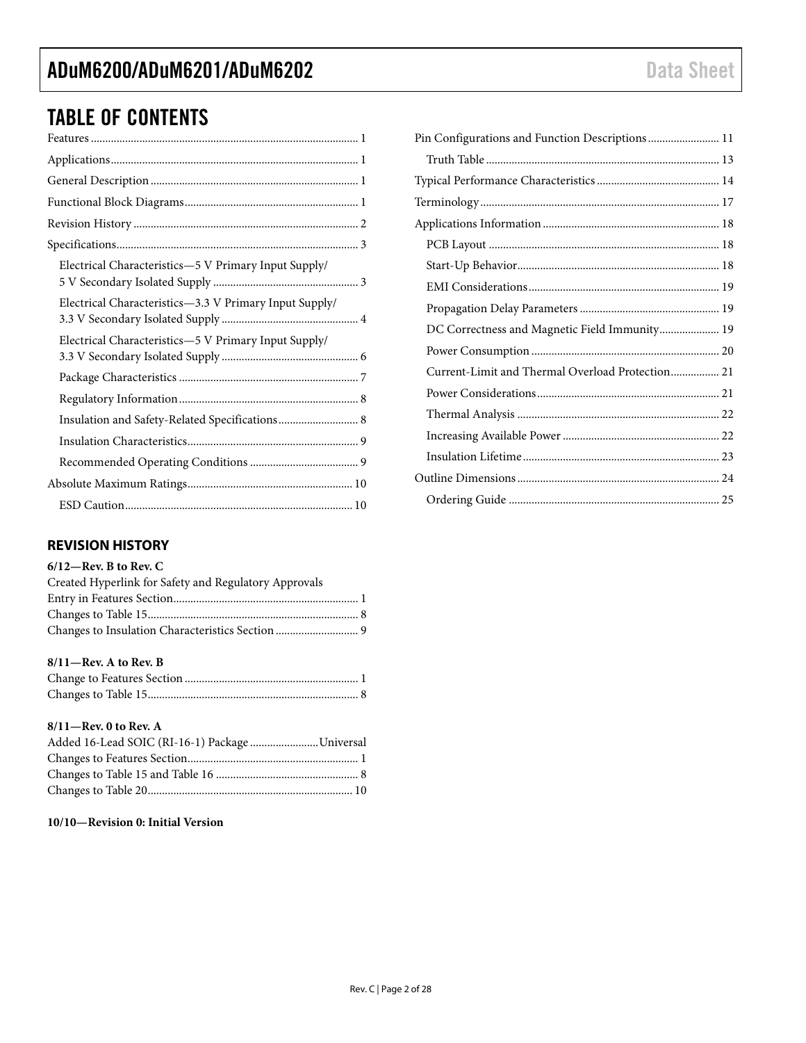## TABLE OF CONTENTS

Features ... 1
Applications ... 1
General Description ... 1
Functional Block Diagrams ... 1
Revision History ... 2
Specifications ... 3
- Electrical Characteristics—5 V Primary Input Supply/ 5 V Secondary Isolated Supply ... 3
- Electrical Characteristics—3.3 V Primary Input Supply/ 3.3 V Secondary Isolated Supply ... 4
- Electrical Characteristics—5 V Primary Input Supply/ 3.3 V Secondary Isolated Supply ... 6
- Package Characteristics ... 7
- Regulatory Information ... 8
- Insulation and Safety-Related Specifications ... 8
- Insulation Characteristics ... 9
- Recommended Operating Conditions ... 9

Absolute Maximum Ratings ... 10
- ESD Caution ... 10

Pin Configurations and Function Descriptions ... 11
- Truth Table ... 13

Typical Performance Characteristics ... 14
Terminology ... 17
Applications Information ... 18
- PCB Layout ... 18
- Start-Up Behavior ... 18
- EMI Considerations ... 19
- Propagation Delay Parameters ... 19
- DC Correctness and Magnetic Field Immunity ... 19
- Power Consumption ... 20
- Current-Limit and Thermal Overload Protection ... 21
- Power Considerations ... 21
- Thermal Analysis ... 22
- Increasing Available Power ... 22
- Insulation Lifetime ... 23

Outline Dimensions ... 24
- Ordering Guide ... 25

### REVISION HISTORY

**6/12—Rev. B to Rev. C**

Created Hyperlink for Safety and Regulatory Approvals Entry in Features Section ... 1
Changes to Table 15 ... 8
Changes to Insulation Characteristics Section ... 9

**8/11—Rev. A to Rev. B**

Change to Features Section ... 1
Changes to Table 15 ... 8

**8/11—Rev. 0 to Rev. A**

Added 16-Lead SOIC (RI-16-1) Package ... Universal
Changes to Features Section ... 1
Changes to Table 15 and Table 16 ... 8
Changes to Table 20 ... 10

**10/10—Revision 0: Initial Version**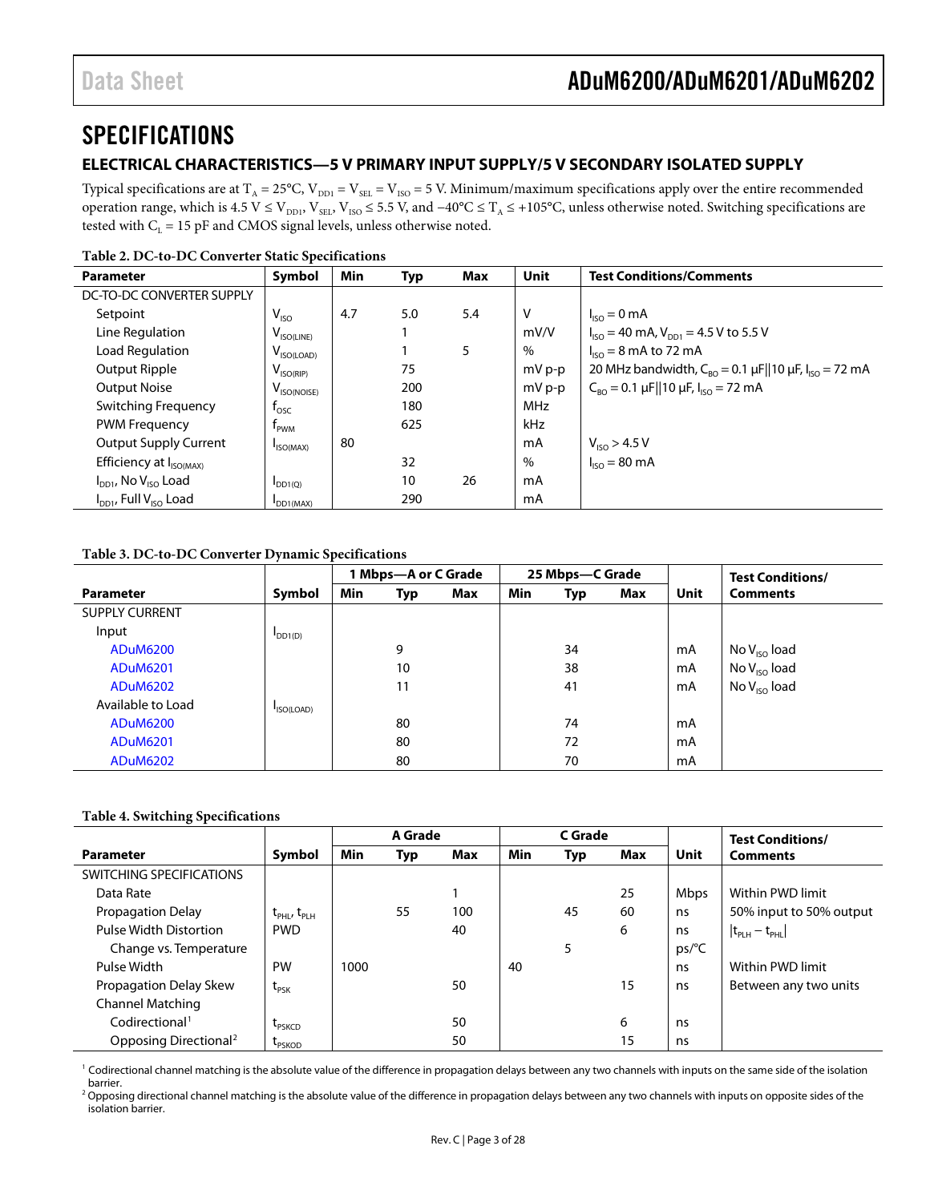# SPECIFICATIONS

## ELECTRICAL CHARACTERISTICS—5 V PRIMARY INPUT SUPPLY/5 V SECONDARY ISOLATED SUPPLY

Typical specifications are at $T_A$ = 25°C, $V_{DD1}$ = $V_{SEL}$ = $V_{ISO}$ = 5 V. Minimum/maximum specifications apply over the entire recommended operation range, which is 4.5 V ≤ $V_{DD1}$, $V_{SEL}$, $V_{ISO}$ ≤ 5.5 V, and −40°C ≤ $T_A$ ≤ +105°C, unless otherwise noted. Switching specifications are tested with $C_L$ = 15 pF and CMOS signal levels, unless otherwise noted.

**Table 2. DC-to-DC Converter Static Specifications**

| Parameter | Symbol | Min | Typ | Max | Unit | Test Conditions/Comments |
|---|---|---|---|---|---|---|
| DC-TO-DC CONVERTER SUPPLY | | | | | | |
| Setpoint | $V_{ISO}$ | 4.7 | 5.0 | 5.4 | V | $I_{ISO}$ = 0 mA |
| Line Regulation | $V_{ISO(LINE)}$ | | 1 | | mV/V | $I_{ISO}$ = 40 mA, $V_{DD1}$ = 4.5 V to 5.5 V |
| Load Regulation | $V_{ISO(LOAD)}$ | | 1 | 5 | % | $I_{ISO}$ = 8 mA to 72 mA |
| Output Ripple | $V_{ISO(RIP)}$ | | 75 | | mV p-p | 20 MHz bandwidth, $C_{BO}$ = 0.1 µF‖10 µF, $I_{ISO}$ = 72 mA |
| Output Noise | $V_{ISO(NOISE)}$ | | 200 | | mV p-p | $C_{BO}$ = 0.1 µF‖10 µF, $I_{ISO}$ = 72 mA |
| Switching Frequency | $f_{OSC}$ | | 180 | | MHz | |
| PWM Frequency | $f_{PWM}$ | | 625 | | kHz | |
| Output Supply Current | $I_{ISO(MAX)}$ | 80 | | | mA | $V_{ISO}$ > 4.5 V |
| Efficiency at $I_{ISO(MAX)}$ | | | 32 | | % | $I_{ISO}$ = 80 mA |
| $I_{DD1}$, No $V_{ISO}$ Load | $I_{DD1(Q)}$ | | 10 | 26 | mA | |
| $I_{DD1}$, Full $V_{ISO}$ Load | $I_{DD1(MAX)}$ | | 290 | | mA | |

**Table 3. DC-to-DC Converter Dynamic Specifications**

| | | 1 Mbps—A or C Grade | | | 25 Mbps—C Grade | | | | |
|---|---|---|---|---|---|---|---|---|---|
| **Parameter** | **Symbol** | **Min** | **Typ** | **Max** | **Min** | **Typ** | **Max** | **Unit** | **Test Conditions/ Comments** |
| SUPPLY CURRENT | | | | | | | | | |
| Input | $I_{DD1(D)}$ | | | | | | | | |
| ADuM6200 | | | 9 | | | 34 | | mA | No $V_{ISO}$ load |
| ADuM6201 | | | 10 | | | 38 | | mA | No $V_{ISO}$ load |
| ADuM6202 | | | 11 | | | 41 | | mA | No $V_{ISO}$ load |
| Available to Load | $I_{ISO(LOAD)}$ | | | | | | | | |
| ADuM6200 | | | 80 | | | 74 | | mA | |
| ADuM6201 | | | 80 | | | 72 | | mA | |
| ADuM6202 | | | 80 | | | 70 | | mA | |

**Table 4. Switching Specifications**

| | | A Grade | | | C Grade | | | | |
|---|---|---|---|---|---|---|---|---|---|
| **Parameter** | **Symbol** | **Min** | **Typ** | **Max** | **Min** | **Typ** | **Max** | **Unit** | **Test Conditions/ Comments** |
| SWITCHING SPECIFICATIONS | | | | | | | | | |
| Data Rate | | | | 1 | | | 25 | Mbps | Within PWD limit |
| Propagation Delay | $t_{PHL}$, $t_{PLH}$ | | 55 | 100 | | 45 | 60 | ns | 50% input to 50% output |
| Pulse Width Distortion | PWD | | | 40 | | | 6 | ns | $\|t_{PLH} - t_{PHL}\|$ |
| Change vs. Temperature | | | | | | 5 | | ps/°C | |
| Pulse Width | PW | 1000 | | | 40 | | | ns | Within PWD limit |
| Propagation Delay Skew | $t_{PSK}$ | | | 50 | | | 15 | ns | Between any two units |
| Channel Matching | | | | | | | | | |
| Codirectional[1] | $t_{PSKCD}$ | | | 50 | | | 6 | ns | |
| Opposing Directional[2] | $t_{PSKOD}$ | | | 50 | | | 15 | ns | |

[1] Codirectional channel matching is the absolute value of the difference in propagation delays between any two channels with inputs on the same side of the isolation barrier.

[2] Opposing directional channel matching is the absolute value of the difference in propagation delays between any two channels with inputs on opposite sides of the isolation barrier.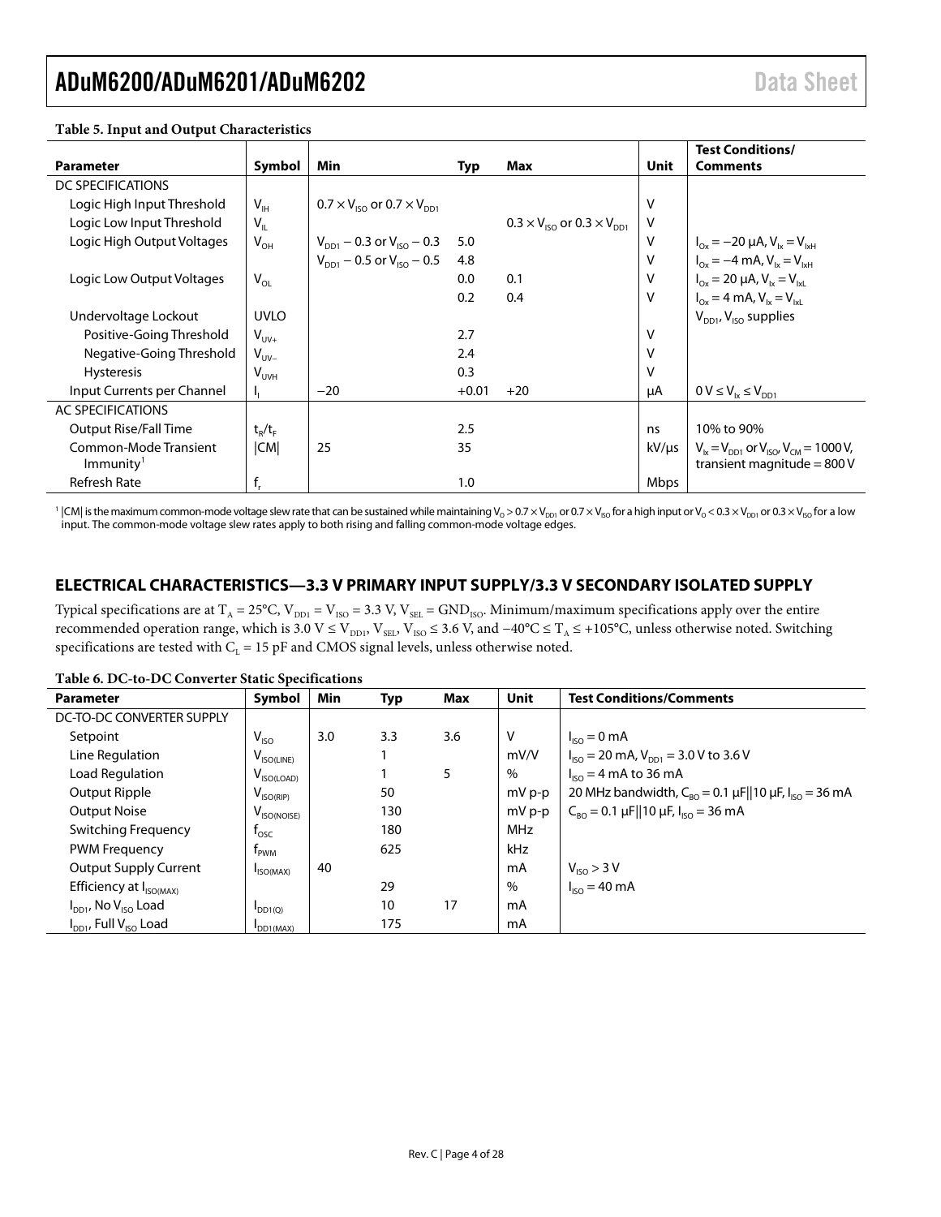**Table 5. Input and Output Characteristics**

| Parameter | Symbol | Min | Typ | Max | Unit | Test Conditions/ Comments |
|---|---|---|---|---|---|---|
| DC SPECIFICATIONS | | | | | | |
| Logic High Input Threshold | $V_{IH}$ | $0.7 \times V_{ISO}$ or $0.7 \times V_{DD1}$ | | | V | |
| Logic Low Input Threshold | $V_{IL}$ | | | $0.3 \times V_{ISO}$ or $0.3 \times V_{DD1}$ | V | |
| Logic High Output Voltages | $V_{OH}$ | $V_{DD1} - 0.3$ or $V_{ISO} - 0.3$ | 5.0 | | V | $I_{Ox} = -20$ µA, $V_{Ix} = V_{IxH}$ |
| | | $V_{DD1} - 0.5$ or $V_{ISO} - 0.5$ | 4.8 | | V | $I_{Ox} = -4$ mA, $V_{Ix} = V_{IxH}$ |
| Logic Low Output Voltages | $V_{OL}$ | | 0.0 | 0.1 | V | $I_{Ox} = 20$ µA, $V_{Ix} = V_{IxL}$ |
| | | | 0.2 | 0.4 | V | $I_{Ox} = 4$ mA, $V_{Ix} = V_{IxL}$ |
| Undervoltage Lockout | UVLO | | | | | $V_{DD1}$, $V_{ISO}$ supplies |
| Positive-Going Threshold | $V_{UV+}$ | | 2.7 | | V | |
| Negative-Going Threshold | $V_{UV-}$ | | 2.4 | | V | |
| Hysteresis | $V_{UVH}$ | | 0.3 | | V | |
| Input Currents per Channel | $I_I$ | −20 | +0.01 | +20 | µA | $0 \text{ V} \leq V_{Ix} \leq V_{DD1}$ |
| AC SPECIFICATIONS | | | | | | |
| Output Rise/Fall Time | $t_R/t_F$ | | 2.5 | | ns | 10% to 90% |
| Common-Mode Transient Immunity[1] | \|CM\| | 25 | 35 | | kV/µs | $V_{Ix} = V_{DD1}$ or $V_{ISO}$, $V_{CM} = 1000$ V, transient magnitude = 800 V |
| Refresh Rate | $f_r$ | | 1.0 | | Mbps | |

[1] |CM| is the maximum common-mode voltage slew rate that can be sustained while maintaining $V_O > 0.7 \times V_{DD1}$ or $0.7 \times V_{ISO}$ for a high input or $V_O < 0.3 \times V_{DD1}$ or $0.3 \times V_{ISO}$ for a low input. The common-mode voltage slew rates apply to both rising and falling common-mode voltage edges.

## ELECTRICAL CHARACTERISTICS—3.3 V PRIMARY INPUT SUPPLY/3.3 V SECONDARY ISOLATED SUPPLY

Typical specifications are at $T_A = 25°C$, $V_{DD1} = V_{ISO} = 3.3$ V, $V_{SEL} = GND_{ISO}$. Minimum/maximum specifications apply over the entire recommended operation range, which is $3.0 \text{ V} \leq V_{DD1}, V_{SEL}, V_{ISO} \leq 3.6$ V, and $-40°C \leq T_A \leq +105°C$, unless otherwise noted. Switching specifications are tested with $C_L = 15$ pF and CMOS signal levels, unless otherwise noted.

**Table 6. DC-to-DC Converter Static Specifications**

| Parameter | Symbol | Min | Typ | Max | Unit | Test Conditions/Comments |
|---|---|---|---|---|---|---|
| DC-TO-DC CONVERTER SUPPLY | | | | | | |
| Setpoint | $V_{ISO}$ | 3.0 | 3.3 | 3.6 | V | $I_{ISO} = 0$ mA |
| Line Regulation | $V_{ISO(LINE)}$ | | 1 | | mV/V | $I_{ISO} = 20$ mA, $V_{DD1} = 3.0$ V to 3.6 V |
| Load Regulation | $V_{ISO(LOAD)}$ | | 1 | 5 | % | $I_{ISO} = 4$ mA to 36 mA |
| Output Ripple | $V_{ISO(RIP)}$ | | 50 | | mV p-p | 20 MHz bandwidth, $C_{BO} = 0.1$ µF\|\|10 µF, $I_{ISO} = 36$ mA |
| Output Noise | $V_{ISO(NOISE)}$ | | 130 | | mV p-p | $C_{BO} = 0.1$ µF\|\|10 µF, $I_{ISO} = 36$ mA |
| Switching Frequency | $f_{OSC}$ | | 180 | | MHz | |
| PWM Frequency | $f_{PWM}$ | | 625 | | kHz | |
| Output Supply Current | $I_{ISO(MAX)}$ | 40 | | | mA | $V_{ISO} > 3$ V |
| Efficiency at $I_{ISO(MAX)}$ | | | 29 | | % | $I_{ISO} = 40$ mA |
| $I_{DD1}$, No $V_{ISO}$ Load | $I_{DD1(Q)}$ | | 10 | 17 | mA | |
| $I_{DD1}$, Full $V_{ISO}$ Load | $I_{DD1(MAX)}$ | | 175 | | mA | |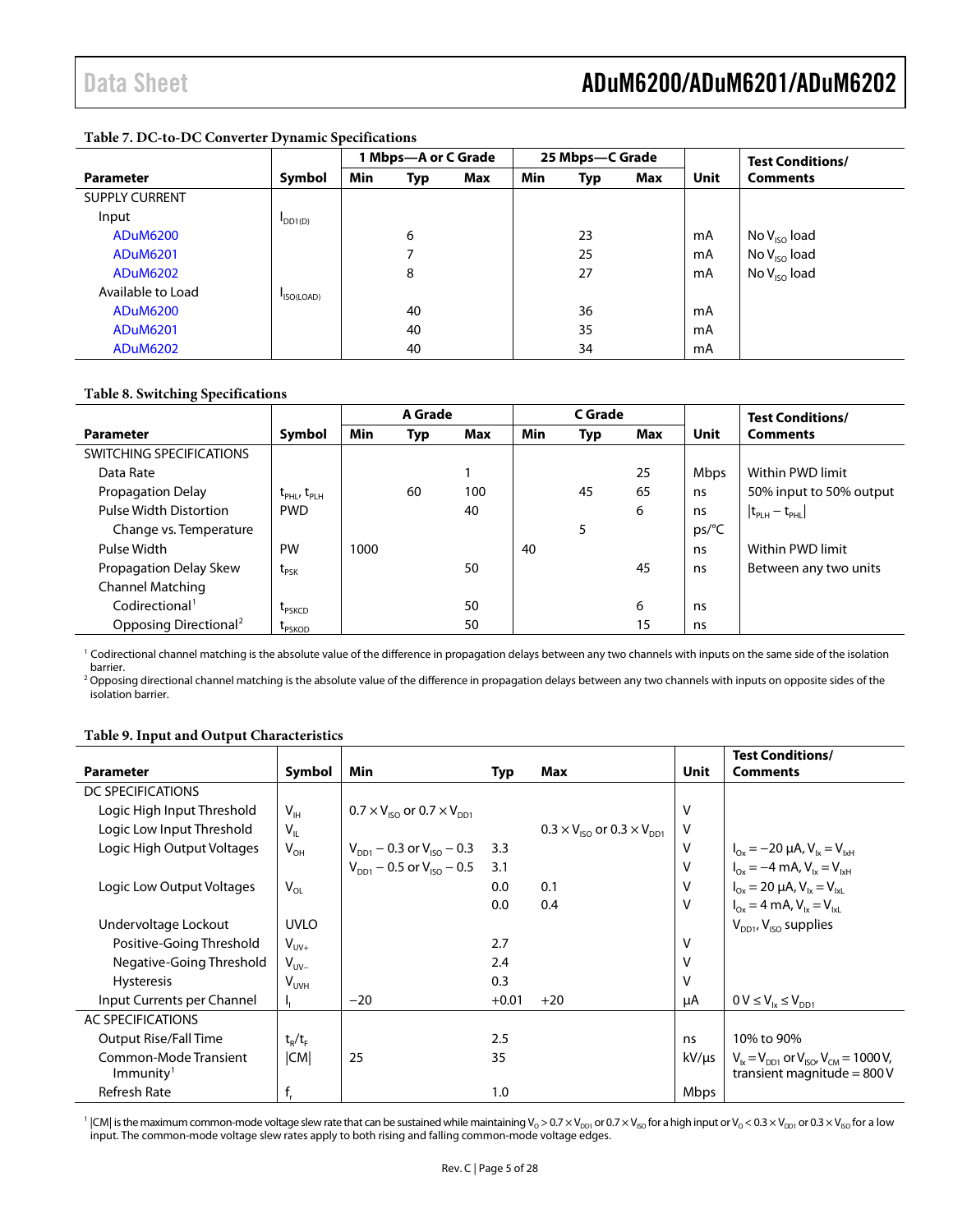**Table 7. DC-to-DC Converter Dynamic Specifications**

| Parameter | Symbol | 1 Mbps—A or C Grade | | | 25 Mbps—C Grade | | | Unit | Test Conditions/ Comments |
|---|---|---|---|---|---|---|---|---|---|
| | | Min | Typ | Max | Min | Typ | Max | | |
| SUPPLY CURRENT | | | | | | | | | |
| Input | $I_{DD1(D)}$ | | | | | | | | |
| ADuM6200 | | | 6 | | | 23 | | mA | No $V_{ISO}$ load |
| ADuM6201 | | | 7 | | | 25 | | mA | No $V_{ISO}$ load |
| ADuM6202 | | | 8 | | | 27 | | mA | No $V_{ISO}$ load |
| Available to Load | $I_{ISO(LOAD)}$ | | | | | | | | |
| ADuM6200 | | | 40 | | | 36 | | mA | |
| ADuM6201 | | | 40 | | | 35 | | mA | |
| ADuM6202 | | | 40 | | | 34 | | mA | |

**Table 8. Switching Specifications**

| Parameter | Symbol | A Grade | | | C Grade | | | Unit | Test Conditions/ Comments |
|---|---|---|---|---|---|---|---|---|---|
| | | Min | Typ | Max | Min | Typ | Max | | |
| SWITCHING SPECIFICATIONS | | | | | | | | | |
| Data Rate | | | | 1 | | | 25 | Mbps | Within PWD limit |
| Propagation Delay | $t_{PHL}$, $t_{PLH}$ | | 60 | 100 | | 45 | 65 | ns | 50% input to 50% output |
| Pulse Width Distortion | PWD | | | 40 | | | 6 | ns | $\lvert t_{PLH} - t_{PHL}\rvert$ |
| Change vs. Temperature | | | | | | 5 | | ps/°C | |
| Pulse Width | PW | 1000 | | | 40 | | | ns | Within PWD limit |
| Propagation Delay Skew | $t_{PSK}$ | | | 50 | | | 45 | ns | Between any two units |
| Channel Matching | | | | | | | | | |
| Codirectional[1] | $t_{PSKCD}$ | | | 50 | | | 6 | ns | |
| Opposing Directional[2] | $t_{PSKOD}$ | | | 50 | | | 15 | ns | |

[1] Codirectional channel matching is the absolute value of the difference in propagation delays between any two channels with inputs on the same side of the isolation barrier.
[2] Opposing directional channel matching is the absolute value of the difference in propagation delays between any two channels with inputs on opposite sides of the isolation barrier.

**Table 9. Input and Output Characteristics**

| Parameter | Symbol | Min | Typ | Max | Unit | Test Conditions/ Comments |
|---|---|---|---|---|---|---|
| DC SPECIFICATIONS | | | | | | |
| Logic High Input Threshold | $V_{IH}$ | $0.7 \times V_{ISO}$ or $0.7 \times V_{DD1}$ | | | V | |
| Logic Low Input Threshold | $V_{IL}$ | | | $0.3 \times V_{ISO}$ or $0.3 \times V_{DD1}$ | V | |
| Logic High Output Voltages | $V_{OH}$ | $V_{DD1} - 0.3$ or $V_{ISO} - 0.3$ | 3.3 | | V | $I_{Ox} = -20\ \mu A$, $V_{Ix} = V_{IxH}$ |
| | | $V_{DD1} - 0.5$ or $V_{ISO} - 0.5$ | 3.1 | | V | $I_{Ox} = -4\ mA$, $V_{Ix} = V_{IxH}$ |
| Logic Low Output Voltages | $V_{OL}$ | | 0.0 | 0.1 | V | $I_{Ox} = 20\ \mu A$, $V_{Ix} = V_{IxL}$ |
| | | | 0.0 | 0.4 | V | $I_{Ox} = 4\ mA$, $V_{Ix} = V_{IxL}$ |
| Undervoltage Lockout | UVLO | | | | | $V_{DD1}$, $V_{ISO}$ supplies |
| Positive-Going Threshold | $V_{UV+}$ | | 2.7 | | V | |
| Negative-Going Threshold | $V_{UV-}$ | | 2.4 | | V | |
| Hysteresis | $V_{UVH}$ | | 0.3 | | V | |
| Input Currents per Channel | $I_I$ | −20 | +0.01 | +20 | µA | $0\ V \le V_{Ix} \le V_{DD1}$ |
| AC SPECIFICATIONS | | | | | | |
| Output Rise/Fall Time | $t_R/t_F$ | | 2.5 | | ns | 10% to 90% |
| Common-Mode Transient Immunity[1] | \|CM\| | 25 | 35 | | kV/µs | $V_{Ix} = V_{DD1}$ or $V_{ISO}$, $V_{CM} = 1000\ V$, transient magnitude = 800 V |
| Refresh Rate | $f_r$ | | 1.0 | | Mbps | |

[1] |CM| is the maximum common-mode voltage slew rate that can be sustained while maintaining $V_O > 0.7 \times V_{DD1}$ or $0.7 \times V_{ISO}$ for a high input or $V_O < 0.3 \times V_{DD1}$ or $0.3 \times V_{ISO}$ for a low input. The common-mode voltage slew rates apply to both rising and falling common-mode voltage edges.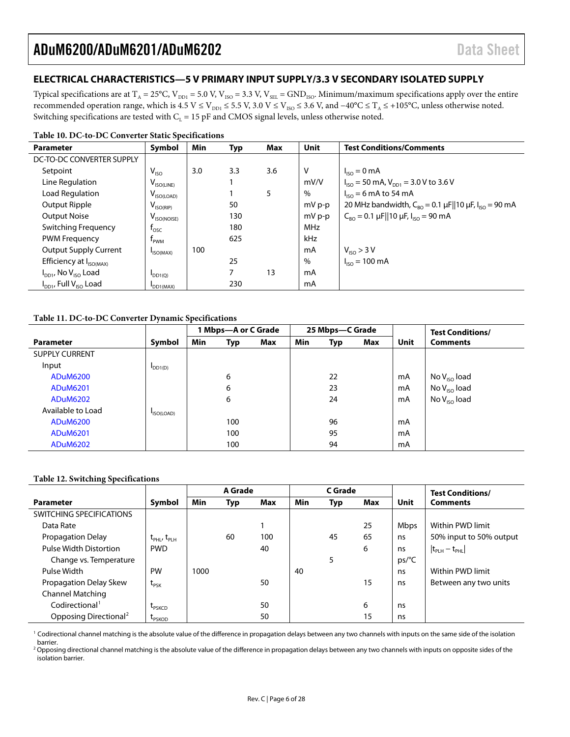## ELECTRICAL CHARACTERISTICS—5 V PRIMARY INPUT SUPPLY/3.3 V SECONDARY ISOLATED SUPPLY

Typical specifications are at $T_A$ = 25°C, $V_{DD1}$ = 5.0 V, $V_{ISO}$ = 3.3 V, $V_{SEL}$ = $GND_{ISO}$. Minimum/maximum specifications apply over the entire recommended operation range, which is 4.5 V ≤ $V_{DD1}$ ≤ 5.5 V, 3.0 V ≤ $V_{ISO}$ ≤ 3.6 V, and −40°C ≤ $T_A$ ≤ +105°C, unless otherwise noted. Switching specifications are tested with $C_L$ = 15 pF and CMOS signal levels, unless otherwise noted.

**Table 10. DC-to-DC Converter Static Specifications**

| Parameter | Symbol | Min | Typ | Max | Unit | Test Conditions/Comments |
|---|---|---|---|---|---|---|
| DC-TO-DC CONVERTER SUPPLY | | | | | | |
| Setpoint | $V_{ISO}$ | 3.0 | 3.3 | 3.6 | V | $I_{ISO}$ = 0 mA |
| Line Regulation | $V_{ISO(LINE)}$ | | 1 | | mV/V | $I_{ISO}$ = 50 mA, $V_{DD1}$ = 3.0 V to 3.6 V |
| Load Regulation | $V_{ISO(LOAD)}$ | | 1 | 5 | % | $I_{ISO}$ = 6 mA to 54 mA |
| Output Ripple | $V_{ISO(RIP)}$ | | 50 | | mV p-p | 20 MHz bandwidth, $C_{BO}$ = 0.1 µF\|\|10 µF, $I_{ISO}$ = 90 mA |
| Output Noise | $V_{ISO(NOISE)}$ | | 130 | | mV p-p | $C_{BO}$ = 0.1 µF\|\|10 µF, $I_{ISO}$ = 90 mA |
| Switching Frequency | $f_{OSC}$ | | 180 | | MHz | |
| PWM Frequency | $f_{PWM}$ | | 625 | | kHz | |
| Output Supply Current | $I_{ISO(MAX)}$ | 100 | | | mA | $V_{ISO}$ > 3 V |
| Efficiency at $I_{ISO(MAX)}$ | | | 25 | | % | $I_{ISO}$ = 100 mA |
| $I_{DD1}$, No $V_{ISO}$ Load | $I_{DD1(Q)}$ | | 7 | 13 | mA | |
| $I_{DD1}$, Full $V_{ISO}$ Load | $I_{DD1(MAX)}$ | | 230 | | mA | |

**Table 11. DC-to-DC Converter Dynamic Specifications**

| | | 1 Mbps—A or C Grade | | | 25 Mbps—C Grade | | | | |
|---|---|---|---|---|---|---|---|---|---|
| Parameter | Symbol | Min | Typ | Max | Min | Typ | Max | Unit | Test Conditions/ Comments |
| SUPPLY CURRENT | | | | | | | | | |
| Input | $I_{DD1(D)}$ | | | | | | | | |
| ADuM6200 | | | 6 | | | 22 | | mA | No $V_{ISO}$ load |
| ADuM6201 | | | 6 | | | 23 | | mA | No $V_{ISO}$ load |
| ADuM6202 | | | 6 | | | 24 | | mA | No $V_{ISO}$ load |
| Available to Load | $I_{ISO(LOAD)}$ | | | | | | | | |
| ADuM6200 | | | 100 | | | 96 | | mA | |
| ADuM6201 | | | 100 | | | 95 | | mA | |
| ADuM6202 | | | 100 | | | 94 | | mA | |

**Table 12. Switching Specifications**

| | | A Grade | | | C Grade | | | | |
|---|---|---|---|---|---|---|---|---|---|
| Parameter | Symbol | Min | Typ | Max | Min | Typ | Max | Unit | Test Conditions/ Comments |
| SWITCHING SPECIFICATIONS | | | | | | | | | |
| Data Rate | | | | 1 | | | 25 | Mbps | Within PWD limit |
| Propagation Delay | $t_{PHL}$, $t_{PLH}$ | | 60 | 100 | | 45 | 65 | ns | 50% input to 50% output |
| Pulse Width Distortion | PWD | | | 40 | | | 6 | ns | $\|t_{PLH} - t_{PHL}\|$ |
| Change vs. Temperature | | | | | | 5 | | ps/°C | |
| Pulse Width | PW | 1000 | | | 40 | | | ns | Within PWD limit |
| Propagation Delay Skew | $t_{PSK}$ | | | 50 | | | 15 | ns | Between any two units |
| Channel Matching | | | | | | | | | |
| Codirectional[1] | $t_{PSKCD}$ | | | 50 | | | 6 | ns | |
| Opposing Directional[2] | $t_{PSKOD}$ | | | 50 | | | 15 | ns | |

[1] Codirectional channel matching is the absolute value of the difference in propagation delays between any two channels with inputs on the same side of the isolation barrier.

[2] Opposing directional channel matching is the absolute value of the difference in propagation delays between any two channels with inputs on opposite sides of the isolation barrier.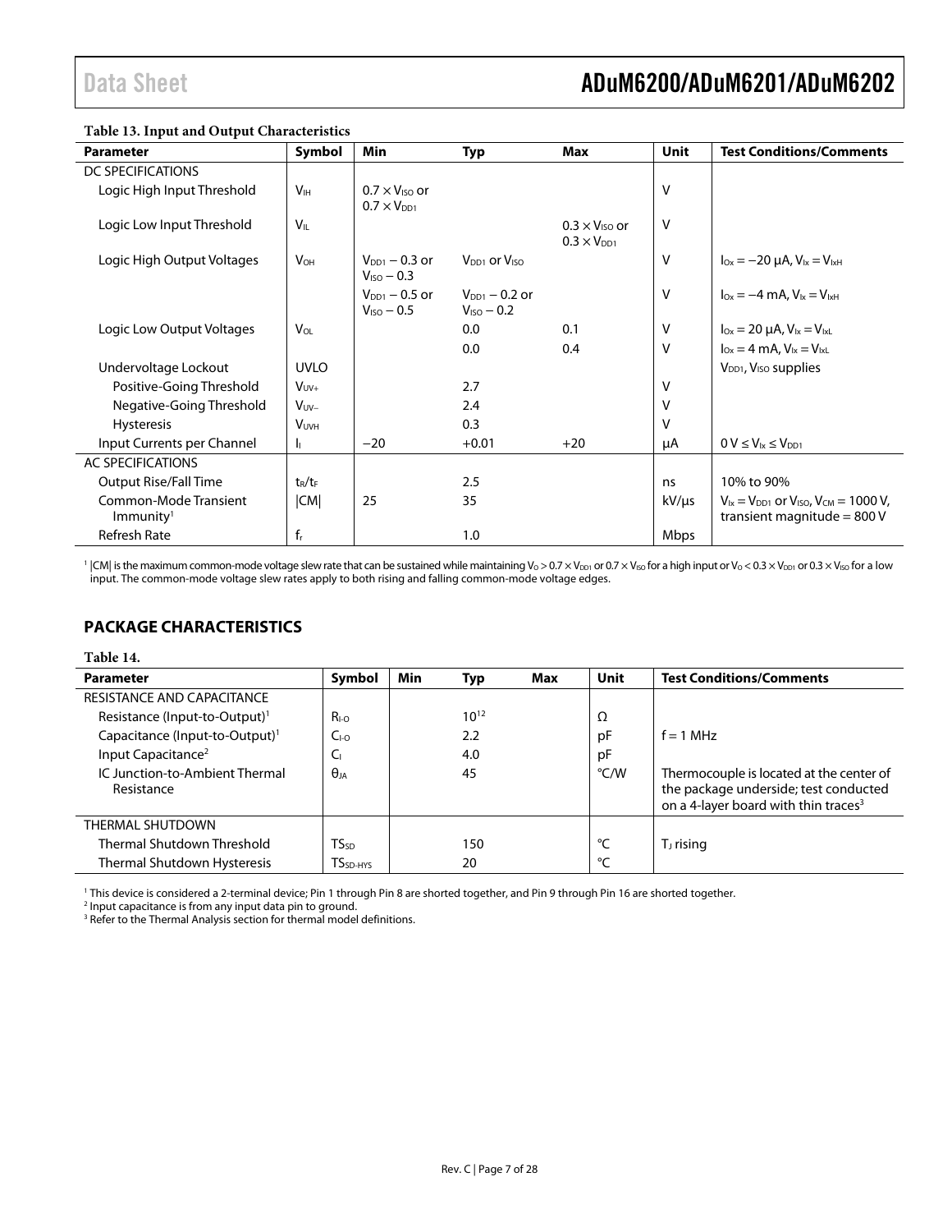**Table 13. Input and Output Characteristics**

| Parameter | Symbol | Min | Typ | Max | Unit | Test Conditions/Comments |
|---|---|---|---|---|---|---|
| DC SPECIFICATIONS | | | | | | |
| Logic High Input Threshold | $V_{IH}$ | $0.7 \times V_{ISO}$ or $0.7 \times V_{DD1}$ | | | V | |
| Logic Low Input Threshold | $V_{IL}$ | | | $0.3 \times V_{ISO}$ or $0.3 \times V_{DD1}$ | V | |
| Logic High Output Voltages | $V_{OH}$ | $V_{DD1} - 0.3$ or $V_{ISO} - 0.3$ | $V_{DD1}$ or $V_{ISO}$ | | V | $I_{Ox} = -20\ \mu A$, $V_{Ix} = V_{IxH}$ |
| | | $V_{DD1} - 0.5$ or $V_{ISO} - 0.5$ | $V_{DD1} - 0.2$ or $V_{ISO} - 0.2$ | | V | $I_{Ox} = -4\ mA$, $V_{Ix} = V_{IxH}$ |
| Logic Low Output Voltages | $V_{OL}$ | | 0.0 | 0.1 | V | $I_{Ox} = 20\ \mu A$, $V_{Ix} = V_{IxL}$ |
| | | | 0.0 | 0.4 | V | $I_{Ox} = 4\ mA$, $V_{Ix} = V_{IxL}$ |
| Undervoltage Lockout | UVLO | | | | | $V_{DD1}$, $V_{ISO}$ supplies |
| Positive-Going Threshold | $V_{UV+}$ | | 2.7 | | V | |
| Negative-Going Threshold | $V_{UV-}$ | | 2.4 | | V | |
| Hysteresis | $V_{UVH}$ | | 0.3 | | V | |
| Input Currents per Channel | $I_I$ | −20 | +0.01 | +20 | μA | $0\ V \leq V_{Ix} \leq V_{DD1}$ |
| AC SPECIFICATIONS | | | | | | |
| Output Rise/Fall Time | $t_R/t_F$ | | 2.5 | | ns | 10% to 90% |
| Common-Mode Transient Immunity[1] | \|CM\| | 25 | 35 | | kV/μs | $V_{Ix} = V_{DD1}$ or $V_{ISO}$, $V_{CM} = 1000\ V$, transient magnitude = 800 V |
| Refresh Rate | $f_r$ | | 1.0 | | Mbps | |

[1] |CM| is the maximum common-mode voltage slew rate that can be sustained while maintaining $V_O > 0.7 \times V_{DD1}$ or $0.7 \times V_{ISO}$ for a high input or $V_O < 0.3 \times V_{DD1}$ or $0.3 \times V_{ISO}$ for a low input. The common-mode voltage slew rates apply to both rising and falling common-mode voltage edges.

## PACKAGE CHARACTERISTICS

**Table 14.**

| Parameter | Symbol | Min | Typ | Max | Unit | Test Conditions/Comments |
|---|---|---|---|---|---|---|
| RESISTANCE AND CAPACITANCE | | | | | | |
| Resistance (Input-to-Output)[1] | $R_{I-O}$ | | $10^{12}$ | | Ω | |
| Capacitance (Input-to-Output)[1] | $C_{I-O}$ | | 2.2 | | pF | f = 1 MHz |
| Input Capacitance[2] | $C_I$ | | 4.0 | | pF | |
| IC Junction-to-Ambient Thermal Resistance | $\theta_{JA}$ | | 45 | | °C/W | Thermocouple is located at the center of the package underside; test conducted on a 4-layer board with thin traces[3] |
| THERMAL SHUTDOWN | | | | | | |
| Thermal Shutdown Threshold | $TS_{SD}$ | | 150 | | °C | $T_J$ rising |
| Thermal Shutdown Hysteresis | $TS_{SD-HYS}$ | | 20 | | °C | |

[1] This device is considered a 2-terminal device; Pin 1 through Pin 8 are shorted together, and Pin 9 through Pin 16 are shorted together.

[2] Input capacitance is from any input data pin to ground.

[3] Refer to the Thermal Analysis section for thermal model definitions.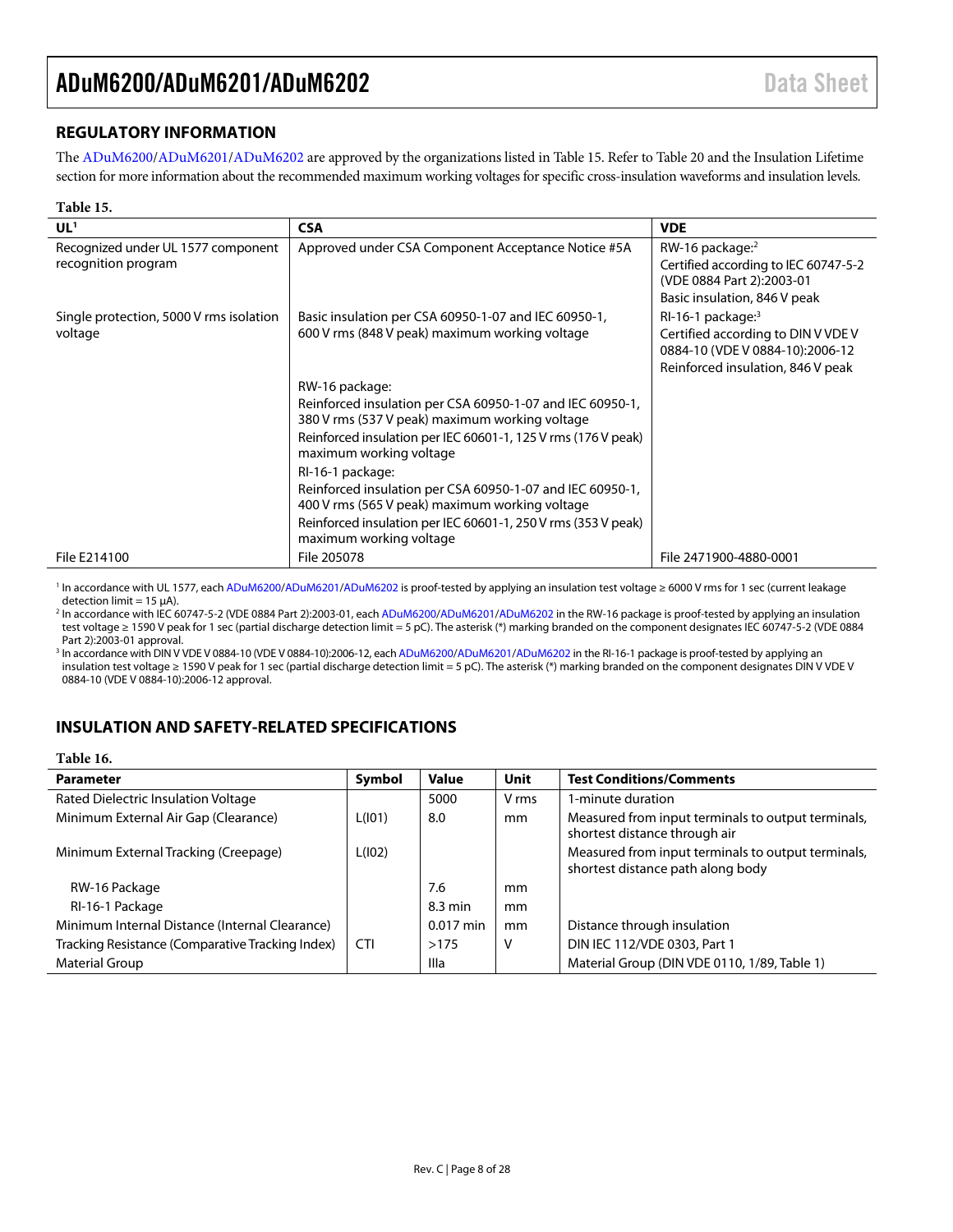## REGULATORY INFORMATION

The ADuM6200/ADuM6201/ADuM6202 are approved by the organizations listed in Table 15. Refer to Table 20 and the Insulation Lifetime section for more information about the recommended maximum working voltages for specific cross-insulation waveforms and insulation levels.

**Table 15.**

| UL[1] | CSA | VDE |
|---|---|---|
| Recognized under UL 1577 component recognition program | Approved under CSA Component Acceptance Notice #5A | RW-16 package:[2] Certified according to IEC 60747-5-2 (VDE 0884 Part 2):2003-01 Basic insulation, 846 V peak |
| Single protection, 5000 V rms isolation voltage | Basic insulation per CSA 60950-1-07 and IEC 60950-1, 600 V rms (848 V peak) maximum working voltage | RI-16-1 package:[3] Certified according to DIN V VDE V 0884-10 (VDE V 0884-10):2006-12 Reinforced insulation, 846 V peak |
| | RW-16 package: Reinforced insulation per CSA 60950-1-07 and IEC 60950-1, 380 V rms (537 V peak) maximum working voltage Reinforced insulation per IEC 60601-1, 125 V rms (176 V peak) maximum working voltage RI-16-1 package: Reinforced insulation per CSA 60950-1-07 and IEC 60950-1, 400 V rms (565 V peak) maximum working voltage Reinforced insulation per IEC 60601-1, 250 V rms (353 V peak) maximum working voltage | |
| File E214100 | File 205078 | File 2471900-4880-0001 |

[1] In accordance with UL 1577, each ADuM6200/ADuM6201/ADuM6202 is proof-tested by applying an insulation test voltage ≥ 6000 V rms for 1 sec (current leakage detection limit = 15 µA).

[2] In accordance with IEC 60747-5-2 (VDE 0884 Part 2):2003-01, each ADuM6200/ADuM6201/ADuM6202 in the RW-16 package is proof-tested by applying an insulation test voltage ≥ 1590 V peak for 1 sec (partial discharge detection limit = 5 pC). The asterisk (*) marking branded on the component designates IEC 60747-5-2 (VDE 0884 Part 2):2003-01 approval.

[3] In accordance with DIN V VDE V 0884-10 (VDE V 0884-10):2006-12, each ADuM6200/ADuM6201/ADuM6202 in the RI-16-1 package is proof-tested by applying an insulation test voltage ≥ 1590 V peak for 1 sec (partial discharge detection limit = 5 pC). The asterisk (*) marking branded on the component designates DIN V VDE V 0884-10 (VDE V 0884-10):2006-12 approval.

## INSULATION AND SAFETY-RELATED SPECIFICATIONS

**Table 16.**

| Parameter | Symbol | Value | Unit | Test Conditions/Comments |
|---|---|---|---|---|
| Rated Dielectric Insulation Voltage | | 5000 | V rms | 1-minute duration |
| Minimum External Air Gap (Clearance) | L(I01) | 8.0 | mm | Measured from input terminals to output terminals, shortest distance through air |
| Minimum External Tracking (Creepage) | L(I02) | | | Measured from input terminals to output terminals, shortest distance path along body |
| RW-16 Package | | 7.6 | mm | |
| RI-16-1 Package | | 8.3 min | mm | |
| Minimum Internal Distance (Internal Clearance) | | 0.017 min | mm | Distance through insulation |
| Tracking Resistance (Comparative Tracking Index) | CTI | >175 | V | DIN IEC 112/VDE 0303, Part 1 |
| Material Group | | IIIa | | Material Group (DIN VDE 0110, 1/89, Table 1) |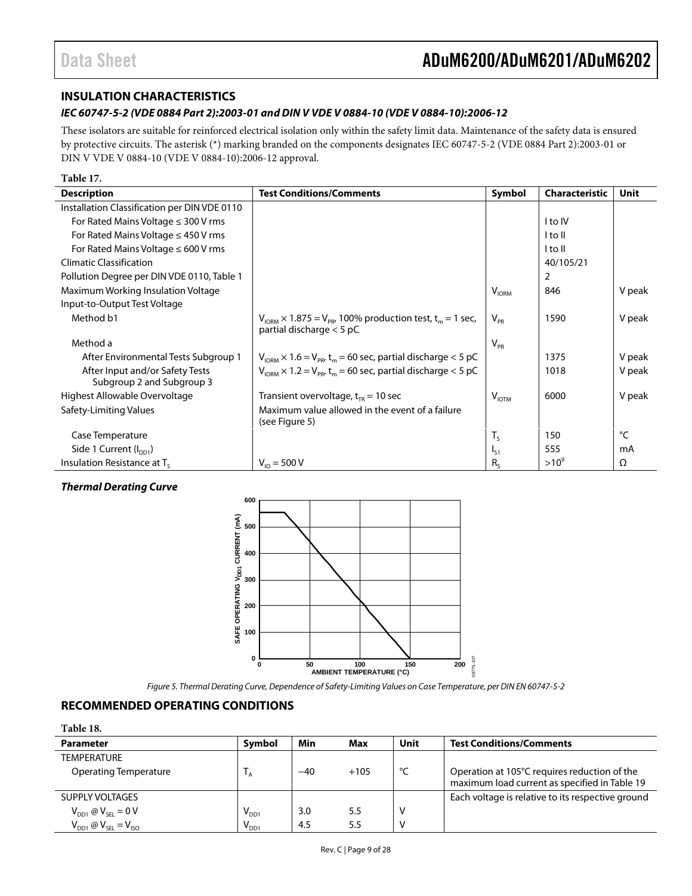## INSULATION CHARACTERISTICS

### *IEC 60747-5-2 (VDE 0884 Part 2):2003-01 and DIN V VDE V 0884-10 (VDE V 0884-10):2006-12*

These isolators are suitable for reinforced electrical isolation only within the safety limit data. Maintenance of the safety data is ensured by protective circuits. The asterisk (*) marking branded on the components designates IEC 60747-5-2 (VDE 0884 Part 2):2003-01 or DIN V VDE V 0884-10 (VDE V 0884-10):2006-12 approval.

**Table 17.**

| Description | Test Conditions/Comments | Symbol | Characteristic | Unit |
|---|---|---|---|---|
| Installation Classification per DIN VDE 0110 | | | | |
| For Rated Mains Voltage ≤ 300 V rms | | | I to IV | |
| For Rated Mains Voltage ≤ 450 V rms | | | I to II | |
| For Rated Mains Voltage ≤ 600 V rms | | | I to II | |
| Climatic Classification | | | 40/105/21 | |
| Pollution Degree per DIN VDE 0110, Table 1 | | | 2 | |
| Maximum Working Insulation Voltage | | $V_{IORM}$ | 846 | V peak |
| Input-to-Output Test Voltage | | | | |
| Method b1 | $V_{IORM} \times 1.875 = V_{PR}$, 100% production test, $t_m$ = 1 sec, partial discharge < 5 pC | $V_{PR}$ | 1590 | V peak |
| Method a | | $V_{PR}$ | | |
| After Environmental Tests Subgroup 1 | $V_{IORM} \times 1.6 = V_{PR}$, $t_m$ = 60 sec, partial discharge < 5 pC | | 1375 | V peak |
| After Input and/or Safety Tests Subgroup 2 and Subgroup 3 | $V_{IORM} \times 1.2 = V_{PR}$, $t_m$ = 60 sec, partial discharge < 5 pC | | 1018 | V peak |
| Highest Allowable Overvoltage | Transient overvoltage, $t_{TR}$ = 10 sec | $V_{IOTM}$ | 6000 | V peak |
| Safety-Limiting Values | Maximum value allowed in the event of a failure (see Figure 5) | | | |
| Case Temperature | | $T_S$ | 150 | °C |
| Side 1 Current ($I_{DD1}$) | | $I_{S1}$ | 555 | mA |
| Insulation Resistance at $T_S$ | $V_{IO}$ = 500 V | $R_S$ | $>10^9$ | Ω |

### *Thermal Derating Curve*

*Figure 5. Thermal Derating Curve, Dependence of Safety-Limiting Values on Case Temperature, per DIN EN 60747-5-2*

## RECOMMENDED OPERATING CONDITIONS

**Table 18.**

| Parameter | Symbol | Min | Max | Unit | Test Conditions/Comments |
|---|---|---|---|---|---|
| TEMPERATURE | | | | | |
| Operating Temperature | $T_A$ | −40 | +105 | °C | Operation at 105°C requires reduction of the maximum load current as specified in Table 19 |
| SUPPLY VOLTAGES | | | | | Each voltage is relative to its respective ground |
| $V_{DD1}$ @ $V_{SEL}$ = 0 V | $V_{DD1}$ | 3.0 | 5.5 | V | |
| $V_{DD1}$ @ $V_{SEL}$ = $V_{ISO}$ | $V_{DD1}$ | 4.5 | 5.5 | V | |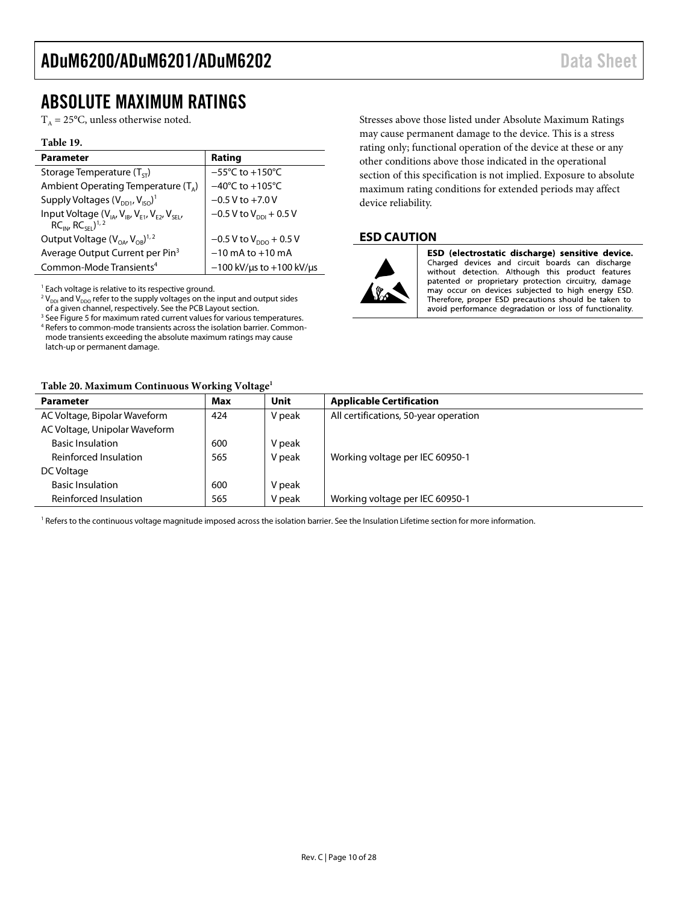# ABSOLUTE MAXIMUM RATINGS

$T_A$ = 25°C, unless otherwise noted.

**Table 19.**

| Parameter | Rating |
|---|---|
| Storage Temperature ($T_{ST}$) | −55°C to +150°C |
| Ambient Operating Temperature ($T_A$) | −40°C to +105°C |
| Supply Voltages ($V_{DD1}$, $V_{ISO}$)[1] | −0.5 V to +7.0 V |
| Input Voltage ($V_{IA}$, $V_{IB}$, $V_{E1}$, $V_{E2}$, $V_{SEL}$, $RC_{IN}$, $RC_{SEL}$)[1, 2] | −0.5 V to $V_{DDI}$ + 0.5 V |
| Output Voltage ($V_{OA}$, $V_{OB}$)[1, 2] | −0.5 V to $V_{DDO}$ + 0.5 V |
| Average Output Current per Pin[3] | −10 mA to +10 mA |
| Common-Mode Transients[4] | −100 kV/μs to +100 kV/μs |

[1] Each voltage is relative to its respective ground.
[2] $V_{DDI}$ and $V_{DDO}$ refer to the supply voltages on the input and output sides of a given channel, respectively. See the PCB Layout section.
[3] See Figure 5 for maximum rated current values for various temperatures.
[4] Refers to common-mode transients across the isolation barrier. Common-mode transients exceeding the absolute maximum ratings may cause latch-up or permanent damage.

Stresses above those listed under Absolute Maximum Ratings may cause permanent damage to the device. This is a stress rating only; functional operation of the device at these or any other conditions above those indicated in the operational section of this specification is not implied. Exposure to absolute maximum rating conditions for extended periods may affect device reliability.

## ESD CAUTION

**ESD (electrostatic discharge) sensitive device.** Charged devices and circuit boards can discharge without detection. Although this product features patented or proprietary protection circuitry, damage may occur on devices subjected to high energy ESD. Therefore, proper ESD precautions should be taken to avoid performance degradation or loss of functionality.

**Table 20. Maximum Continuous Working Voltage[1]**

| Parameter | Max | Unit | Applicable Certification |
|---|---|---|---|
| AC Voltage, Bipolar Waveform | 424 | V peak | All certifications, 50-year operation |
| AC Voltage, Unipolar Waveform | | | |
| Basic Insulation | 600 | V peak | |
| Reinforced Insulation | 565 | V peak | Working voltage per IEC 60950-1 |
| DC Voltage | | | |
| Basic Insulation | 600 | V peak | |
| Reinforced Insulation | 565 | V peak | Working voltage per IEC 60950-1 |

[1] Refers to the continuous voltage magnitude imposed across the isolation barrier. See the Insulation Lifetime section for more information.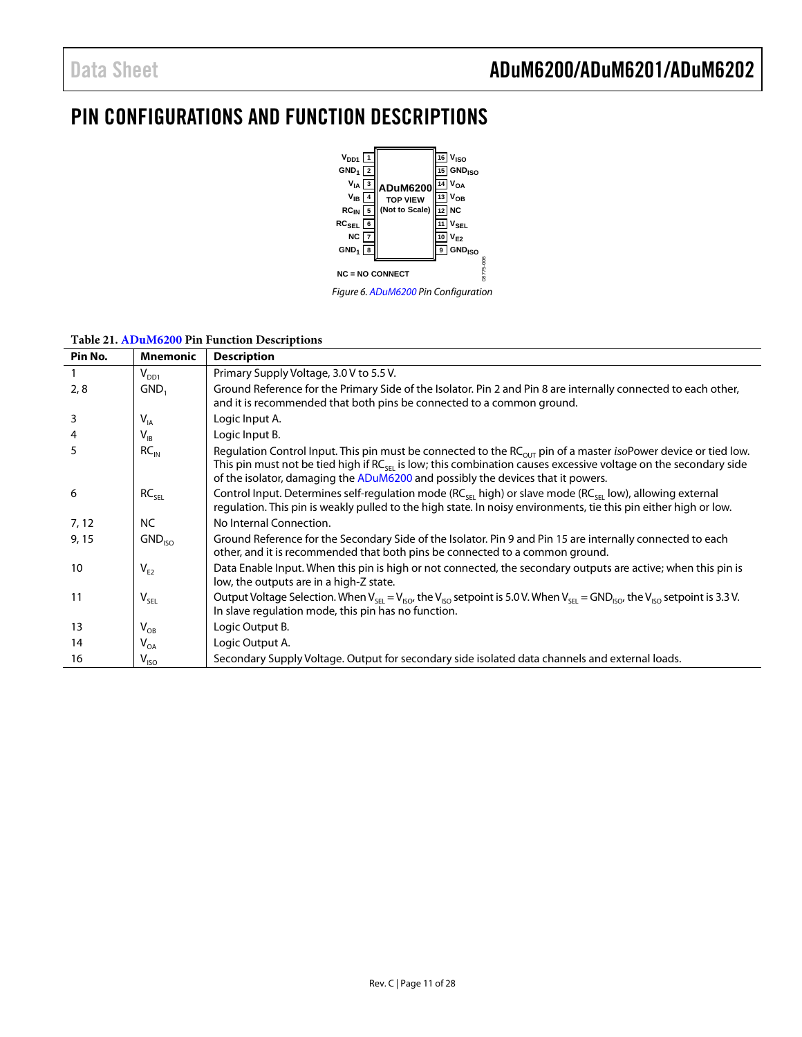# PIN CONFIGURATIONS AND FUNCTION DESCRIPTIONS

Figure 6. ADuM6200 Pin Configuration

**Table 21. ADuM6200 Pin Function Descriptions**

| Pin No. | Mnemonic | Description |
|---|---|---|
| 1 | $V_{DD1}$ | Primary Supply Voltage, 3.0 V to 5.5 V. |
| 2, 8 | $GND_1$ | Ground Reference for the Primary Side of the Isolator. Pin 2 and Pin 8 are internally connected to each other, and it is recommended that both pins be connected to a common ground. |
| 3 | $V_{IA}$ | Logic Input A. |
| 4 | $V_{IB}$ | Logic Input B. |
| 5 | $RC_{IN}$ | Regulation Control Input. This pin must be connected to the $RC_{OUT}$ pin of a master *iso*Power device or tied low. This pin must not be tied high if $RC_{SEL}$ is low; this combination causes excessive voltage on the secondary side of the isolator, damaging the ADuM6200 and possibly the devices that it powers. |
| 6 | $RC_{SEL}$ | Control Input. Determines self-regulation mode ($RC_{SEL}$ high) or slave mode ($RC_{SEL}$ low), allowing external regulation. This pin is weakly pulled to the high state. In noisy environments, tie this pin either high or low. |
| 7, 12 | NC | No Internal Connection. |
| 9, 15 | $GND_{ISO}$ | Ground Reference for the Secondary Side of the Isolator. Pin 9 and Pin 15 are internally connected to each other, and it is recommended that both pins be connected to a common ground. |
| 10 | $V_{E2}$ | Data Enable Input. When this pin is high or not connected, the secondary outputs are active; when this pin is low, the outputs are in a high-Z state. |
| 11 | $V_{SEL}$ | Output Voltage Selection. When $V_{SEL} = V_{ISO}$, the $V_{ISO}$ setpoint is 5.0 V. When $V_{SEL} = GND_{ISO}$, the $V_{ISO}$ setpoint is 3.3 V. In slave regulation mode, this pin has no function. |
| 13 | $V_{OB}$ | Logic Output B. |
| 14 | $V_{OA}$ | Logic Output A. |
| 16 | $V_{ISO}$ | Secondary Supply Voltage. Output for secondary side isolated data channels and external loads. |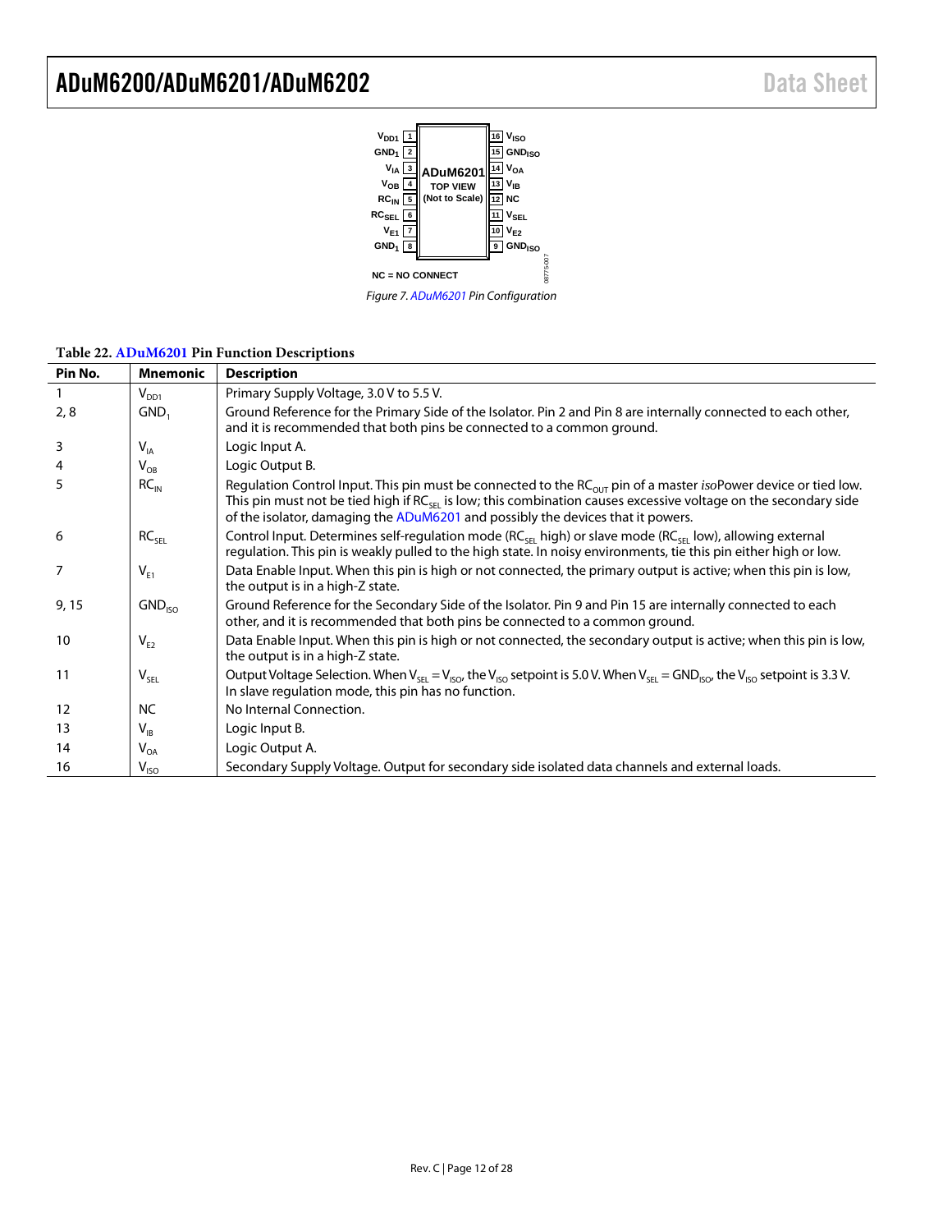| | | | |
|---|---|---|---|
| $V_{DD1}$ | 1 | 16 | $V_{ISO}$ |
| $GND_1$ | 2 | 15 | $GND_{ISO}$ |
| $V_{IA}$ | 3 | 14 | $V_{OA}$ |
| $V_{OB}$ | 4 | 13 | $V_{IB}$ |
| $RC_{IN}$ | 5 | 12 | NC |
| $RC_{SEL}$ | 6 | 11 | $V_{SEL}$ |
| $V_{E1}$ | 7 | 10 | $V_{E2}$ |
| $GND_1$ | 8 | 9 | $GND_{ISO}$ |

ADuM6201 TOP VIEW (Not to Scale)

NC = NO CONNECT

08775-007

*Figure 7. ADuM6201 Pin Configuration*

**Table 22. ADuM6201 Pin Function Descriptions**

| Pin No. | Mnemonic | Description |
|---|---|---|
| 1 | $V_{DD1}$ | Primary Supply Voltage, 3.0 V to 5.5 V. |
| 2, 8 | $GND_1$ | Ground Reference for the Primary Side of the Isolator. Pin 2 and Pin 8 are internally connected to each other, and it is recommended that both pins be connected to a common ground. |
| 3 | $V_{IA}$ | Logic Input A. |
| 4 | $V_{OB}$ | Logic Output B. |
| 5 | $RC_{IN}$ | Regulation Control Input. This pin must be connected to the $RC_{OUT}$ pin of a master *iso*Power device or tied low. This pin must not be tied high if $RC_{SEL}$ is low; this combination causes excessive voltage on the secondary side of the isolator, damaging the ADuM6201 and possibly the devices that it powers. |
| 6 | $RC_{SEL}$ | Control Input. Determines self-regulation mode ($RC_{SEL}$ high) or slave mode ($RC_{SEL}$ low), allowing external regulation. This pin is weakly pulled to the high state. In noisy environments, tie this pin either high or low. |
| 7 | $V_{E1}$ | Data Enable Input. When this pin is high or not connected, the primary output is active; when this pin is low, the output is in a high-Z state. |
| 9, 15 | $GND_{ISO}$ | Ground Reference for the Secondary Side of the Isolator. Pin 9 and Pin 15 are internally connected to each other, and it is recommended that both pins be connected to a common ground. |
| 10 | $V_{E2}$ | Data Enable Input. When this pin is high or not connected, the secondary output is active; when this pin is low, the output is in a high-Z state. |
| 11 | $V_{SEL}$ | Output Voltage Selection. When $V_{SEL} = V_{ISO}$, the $V_{ISO}$ setpoint is 5.0 V. When $V_{SEL} = GND_{ISO}$, the $V_{ISO}$ setpoint is 3.3 V. In slave regulation mode, this pin has no function. |
| 12 | NC | No Internal Connection. |
| 13 | $V_{IB}$ | Logic Input B. |
| 14 | $V_{OA}$ | Logic Output A. |
| 16 | $V_{ISO}$ | Secondary Supply Voltage. Output for secondary side isolated data channels and external loads. |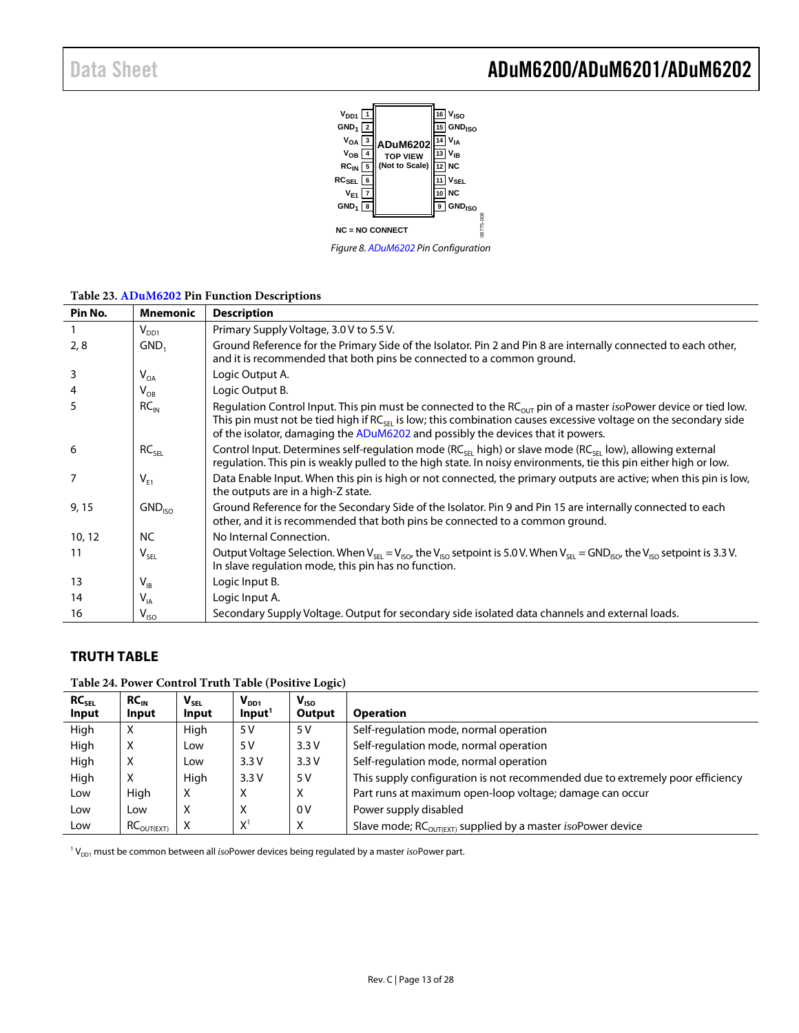Figure 8. ADuM6202 Pin Configuration

**Table 23. ADuM6202 Pin Function Descriptions**

| Pin No. | Mnemonic | Description |
|---|---|---|
| 1 | $V_{DD1}$ | Primary Supply Voltage, 3.0 V to 5.5 V. |
| 2, 8 | $GND_1$ | Ground Reference for the Primary Side of the Isolator. Pin 2 and Pin 8 are internally connected to each other, and it is recommended that both pins be connected to a common ground. |
| 3 | $V_{OA}$ | Logic Output A. |
| 4 | $V_{OB}$ | Logic Output B. |
| 5 | $RC_{IN}$ | Regulation Control Input. This pin must be connected to the $RC_{OUT}$ pin of a master *iso*Power device or tied low. This pin must not be tied high if $RC_{SEL}$ is low; this combination causes excessive voltage on the secondary side of the isolator, damaging the ADuM6202 and possibly the devices that it powers. |
| 6 | $RC_{SEL}$ | Control Input. Determines self-regulation mode ($RC_{SEL}$ high) or slave mode ($RC_{SEL}$ low), allowing external regulation. This pin is weakly pulled to the high state. In noisy environments, tie this pin either high or low. |
| 7 | $V_{E1}$ | Data Enable Input. When this pin is high or not connected, the primary outputs are active; when this pin is low, the outputs are in a high-Z state. |
| 9, 15 | $GND_{ISO}$ | Ground Reference for the Secondary Side of the Isolator. Pin 9 and Pin 15 are internally connected to each other, and it is recommended that both pins be connected to a common ground. |
| 10, 12 | NC | No Internal Connection. |
| 11 | $V_{SEL}$ | Output Voltage Selection. When $V_{SEL} = V_{ISO}$, the $V_{ISO}$ setpoint is 5.0 V. When $V_{SEL} = GND_{ISO}$, the $V_{ISO}$ setpoint is 3.3 V. In slave regulation mode, this pin has no function. |
| 13 | $V_{IB}$ | Logic Input B. |
| 14 | $V_{IA}$ | Logic Input A. |
| 16 | $V_{ISO}$ | Secondary Supply Voltage. Output for secondary side isolated data channels and external loads. |

## TRUTH TABLE

**Table 24. Power Control Truth Table (Positive Logic)**

| $RC_{SEL}$ Input | $RC_{IN}$ Input | $V_{SEL}$ Input | $V_{DD1}$ Input[1] | $V_{ISO}$ Output | Operation |
|---|---|---|---|---|---|
| High | X | High | 5 V | 5 V | Self-regulation mode, normal operation |
| High | X | Low | 5 V | 3.3 V | Self-regulation mode, normal operation |
| High | X | Low | 3.3 V | 3.3 V | Self-regulation mode, normal operation |
| High | X | High | 3.3 V | 5 V | This supply configuration is not recommended due to extremely poor efficiency |
| Low | High | X | X | X | Part runs at maximum open-loop voltage; damage can occur |
| Low | Low | X | X | 0 V | Power supply disabled |
| Low | $RC_{OUT(EXT)}$ | X | X[1] | X | Slave mode; $RC_{OUT(EXT)}$ supplied by a master *iso*Power device |

[1] $V_{DD1}$ must be common between all *iso*Power devices being regulated by a master *iso*Power part.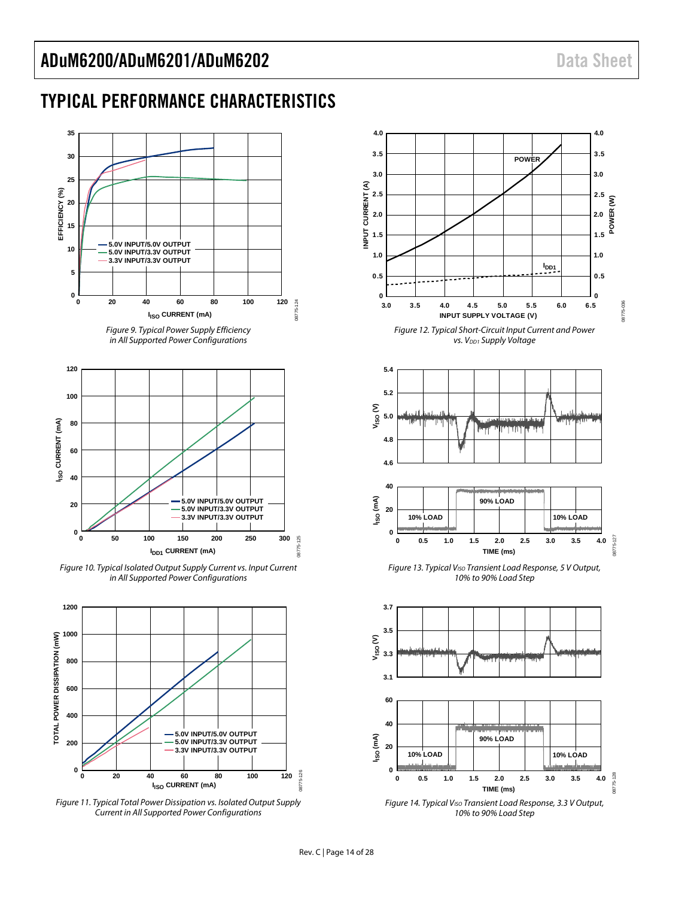## TYPICAL PERFORMANCE CHARACTERISTICS

Figure 9. Typical Power Supply Efficiency in All Supported Power Configurations

Figure 10. Typical Isolated Output Supply Current vs. Input Current in All Supported Power Configurations

Figure 11. Typical Total Power Dissipation vs. Isolated Output Supply Current in All Supported Power Configurations

Figure 12. Typical Short-Circuit Input Current and Power vs. $V_{DD1}$ Supply Voltage

Figure 13. Typical $V_{ISO}$ Transient Load Response, 5 V Output, 10% to 90% Load Step

Figure 14. Typical $V_{ISO}$ Transient Load Response, 3.3 V Output, 10% to 90% Load Step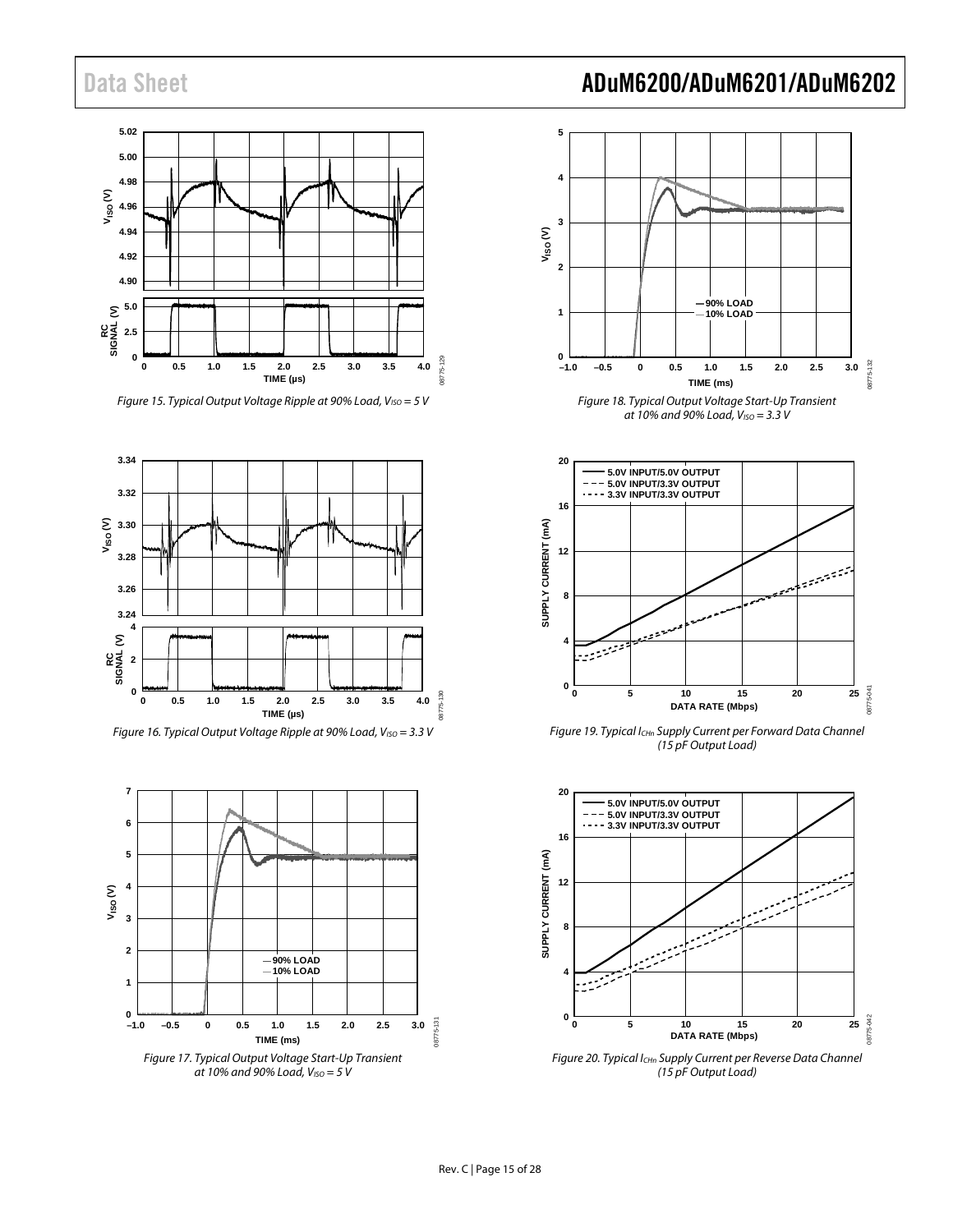Figure 15. Typical Output Voltage Ripple at 90% Load, $V_{ISO}$ = 5 V

Figure 16. Typical Output Voltage Ripple at 90% Load, $V_{ISO}$ = 3.3 V

Figure 17. Typical Output Voltage Start-Up Transient at 10% and 90% Load, $V_{ISO}$ = 5 V

Figure 18. Typical Output Voltage Start-Up Transient at 10% and 90% Load, $V_{ISO}$ = 3.3 V

Figure 19. Typical $I_{CHn}$ Supply Current per Forward Data Channel (15 pF Output Load)

Figure 20. Typical $I_{CHn}$ Supply Current per Reverse Data Channel (15 pF Output Load)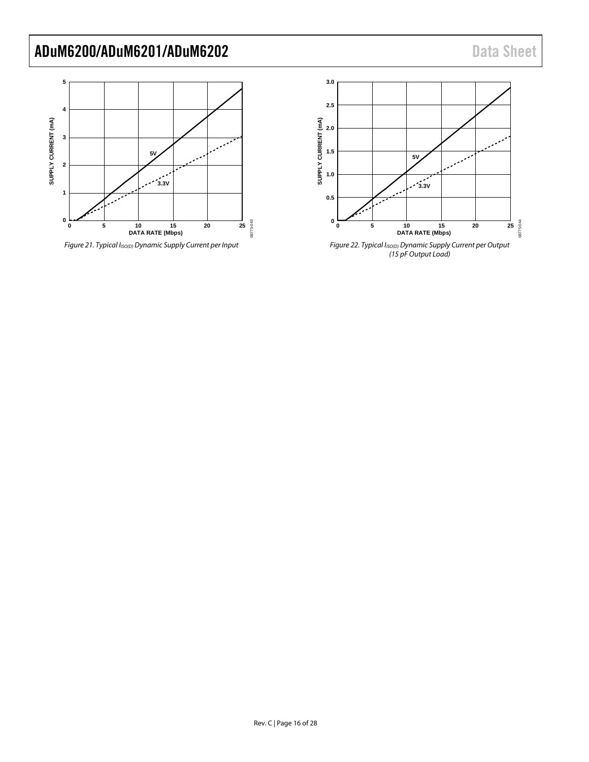Figure 21. Typical $I_{ISO(D)}$ Dynamic Supply Current per Input

Figure 22. Typical $I_{ISO(D)}$ Dynamic Supply Current per Output (15 pF Output Load)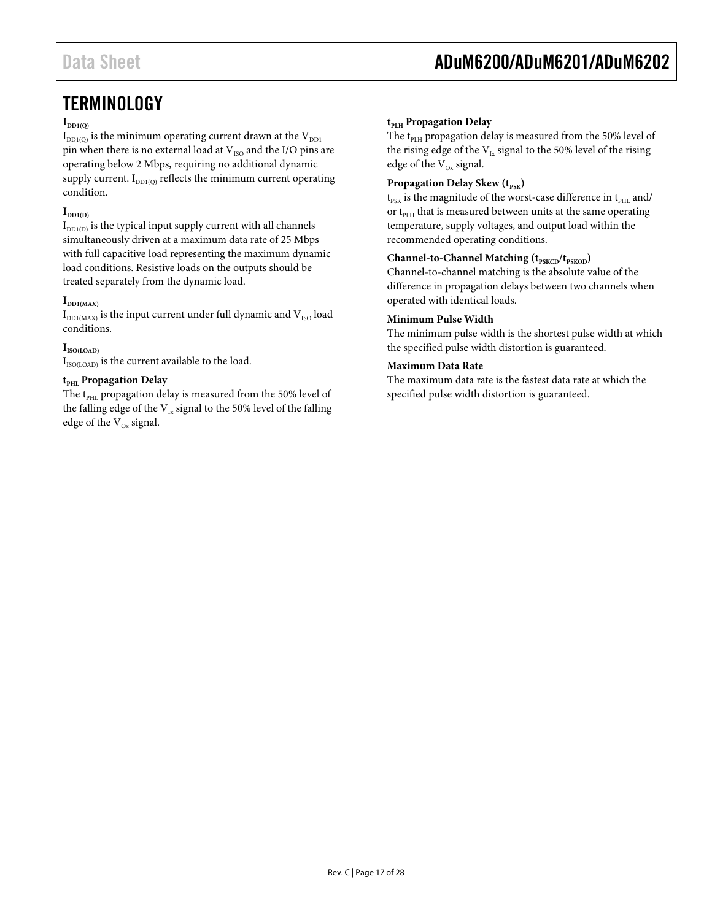# TERMINOLOGY

### $I_{DD1(Q)}$

$I_{DD1(Q)}$ is the minimum operating current drawn at the $V_{DD1}$ pin when there is no external load at $V_{ISO}$ and the I/O pins are operating below 2 Mbps, requiring no additional dynamic supply current. $I_{DD1(Q)}$ reflects the minimum current operating condition.

### $I_{DD1(D)}$

$I_{DD1(D)}$ is the typical input supply current with all channels simultaneously driven at a maximum data rate of 25 Mbps with full capacitive load representing the maximum dynamic load conditions. Resistive loads on the outputs should be treated separately from the dynamic load.

### $I_{DD1(MAX)}$

$I_{DD1(MAX)}$ is the input current under full dynamic and $V_{ISO}$ load conditions.

### $I_{ISO(LOAD)}$

$I_{ISO(LOAD)}$ is the current available to the load.

### $t_{PHL}$ Propagation Delay

The $t_{PHL}$ propagation delay is measured from the 50% level of the falling edge of the $V_{Ix}$ signal to the 50% level of the falling edge of the $V_{Ox}$ signal.

### $t_{PLH}$ Propagation Delay

The $t_{PLH}$ propagation delay is measured from the 50% level of the rising edge of the $V_{Ix}$ signal to the 50% level of the rising edge of the $V_{Ox}$ signal.

### Propagation Delay Skew ($t_{PSK}$)

$t_{PSK}$ is the magnitude of the worst-case difference in $t_{PHL}$ and/or $t_{PLH}$ that is measured between units at the same operating temperature, supply voltages, and output load within the recommended operating conditions.

### Channel-to-Channel Matching ($t_{PSKCD}$/$t_{PSKOD}$)

Channel-to-channel matching is the absolute value of the difference in propagation delays between two channels when operated with identical loads.

### Minimum Pulse Width

The minimum pulse width is the shortest pulse width at which the specified pulse width distortion is guaranteed.

### Maximum Data Rate

The maximum data rate is the fastest data rate at which the specified pulse width distortion is guaranteed.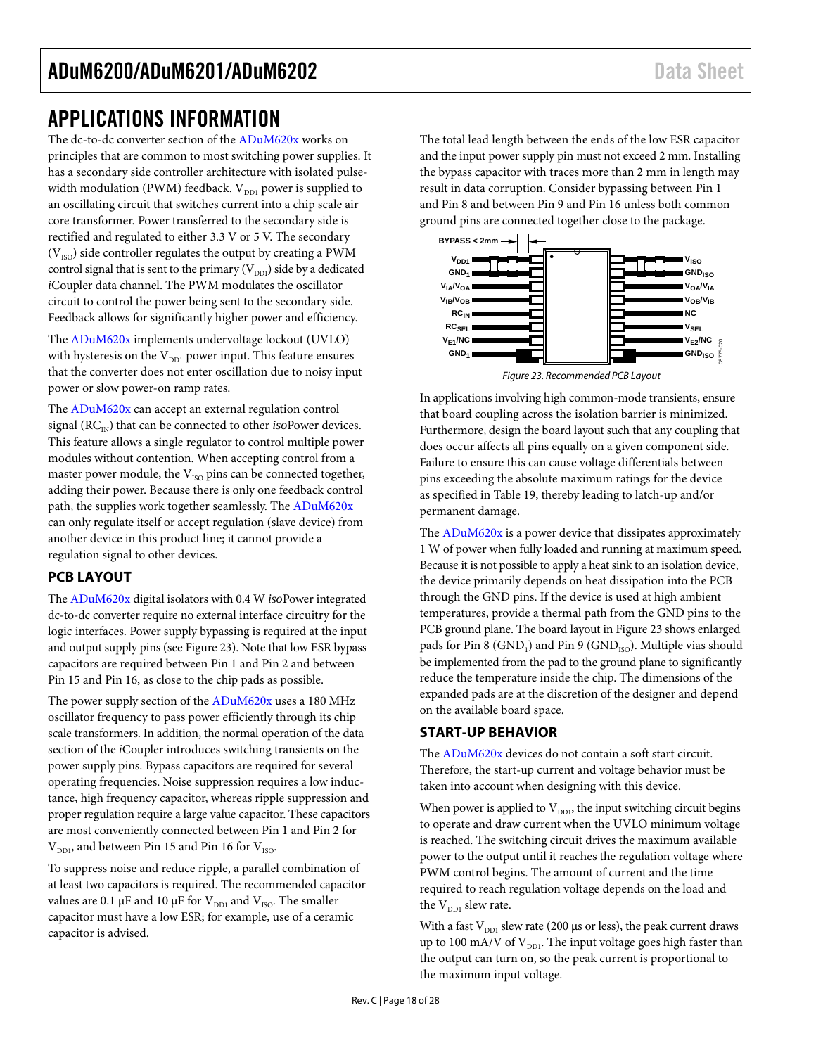# APPLICATIONS INFORMATION

The dc-to-dc converter section of the ADuM620x works on principles that are common to most switching power supplies. It has a secondary side controller architecture with isolated pulse-width modulation (PWM) feedback. $V_{DD1}$ power is supplied to an oscillating circuit that switches current into a chip scale air core transformer. Power transferred to the secondary side is rectified and regulated to either 3.3 V or 5 V. The secondary ($V_{ISO}$) side controller regulates the output by creating a PWM control signal that is sent to the primary ($V_{DD1}$) side by a dedicated *i*Coupler data channel. The PWM modulates the oscillator circuit to control the power being sent to the secondary side. Feedback allows for significantly higher power and efficiency.

The ADuM620x implements undervoltage lockout (UVLO) with hysteresis on the $V_{DD1}$ power input. This feature ensures that the converter does not enter oscillation due to noisy input power or slow power-on ramp rates.

The ADuM620x can accept an external regulation control signal ($RC_{IN}$) that can be connected to other *iso*Power devices. This feature allows a single regulator to control multiple power modules without contention. When accepting control from a master power module, the $V_{ISO}$ pins can be connected together, adding their power. Because there is only one feedback control path, the supplies work together seamlessly. The ADuM620x can only regulate itself or accept regulation (slave device) from another device in this product line; it cannot provide a regulation signal to other devices.

## PCB LAYOUT

The ADuM620x digital isolators with 0.4 W *iso*Power integrated dc-to-dc converter require no external interface circuitry for the logic interfaces. Power supply bypassing is required at the input and output supply pins (see Figure 23). Note that low ESR bypass capacitors are required between Pin 1 and Pin 2 and between Pin 15 and Pin 16, as close to the chip pads as possible.

The power supply section of the ADuM620x uses a 180 MHz oscillator frequency to pass power efficiently through its chip scale transformers. In addition, the normal operation of the data section of the *i*Coupler introduces switching transients on the power supply pins. Bypass capacitors are required for several operating frequencies. Noise suppression requires a low inductance, high frequency capacitor, whereas ripple suppression and proper regulation require a large value capacitor. These capacitors are most conveniently connected between Pin 1 and Pin 2 for $V_{DD1}$, and between Pin 15 and Pin 16 for $V_{ISO}$.

To suppress noise and reduce ripple, a parallel combination of at least two capacitors is required. The recommended capacitor values are 0.1 µF and 10 µF for $V_{DD1}$ and $V_{ISO}$. The smaller capacitor must have a low ESR; for example, use of a ceramic capacitor is advised.

The total lead length between the ends of the low ESR capacitor and the input power supply pin must not exceed 2 mm. Installing the bypass capacitor with traces more than 2 mm in length may result in data corruption. Consider bypassing between Pin 1 and Pin 8 and between Pin 9 and Pin 16 unless both common ground pins are connected together close to the package.

Figure 23. Recommended PCB Layout

In applications involving high common-mode transients, ensure that board coupling across the isolation barrier is minimized. Furthermore, design the board layout such that any coupling that does occur affects all pins equally on a given component side. Failure to ensure this can cause voltage differentials between pins exceeding the absolute maximum ratings for the device as specified in Table 19, thereby leading to latch-up and/or permanent damage.

The ADuM620x is a power device that dissipates approximately 1 W of power when fully loaded and running at maximum speed. Because it is not possible to apply a heat sink to an isolation device, the device primarily depends on heat dissipation into the PCB through the GND pins. If the device is used at high ambient temperatures, provide a thermal path from the GND pins to the PCB ground plane. The board layout in Figure 23 shows enlarged pads for Pin 8 ($GND_1$) and Pin 9 ($GND_{ISO}$). Multiple vias should be implemented from the pad to the ground plane to significantly reduce the temperature inside the chip. The dimensions of the expanded pads are at the discretion of the designer and depend on the available board space.

## START-UP BEHAVIOR

The ADuM620x devices do not contain a soft start circuit. Therefore, the start-up current and voltage behavior must be taken into account when designing with this device.

When power is applied to $V_{DD1}$, the input switching circuit begins to operate and draw current when the UVLO minimum voltage is reached. The switching circuit drives the maximum available power to the output until it reaches the regulation voltage where PWM control begins. The amount of current and the time required to reach regulation voltage depends on the load and the $V_{DD1}$ slew rate.

With a fast $V_{DD1}$ slew rate (200 µs or less), the peak current draws up to 100 mA/V of $V_{DD1}$. The input voltage goes high faster than the output can turn on, so the peak current is proportional to the maximum input voltage.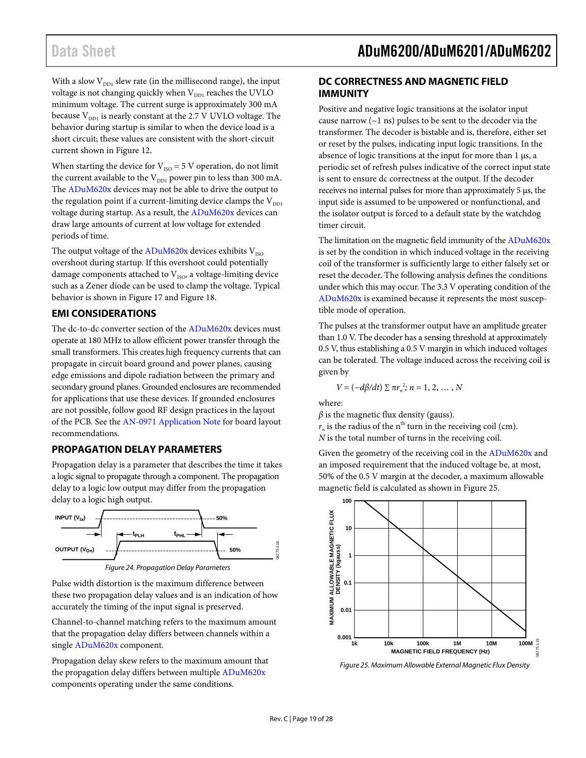With a slow $V_{DD1}$ slew rate (in the millisecond range), the input voltage is not changing quickly when $V_{DD1}$ reaches the UVLO minimum voltage. The current surge is approximately 300 mA because $V_{DD1}$ is nearly constant at the 2.7 V UVLO voltage. The behavior during startup is similar to when the device load is a short circuit; these values are consistent with the short-circuit current shown in Figure 12.

When starting the device for $V_{ISO}$ = 5 V operation, do not limit the current available to the $V_{DD1}$ power pin to less than 300 mA. The ADuM620x devices may not be able to drive the output to the regulation point if a current-limiting device clamps the $V_{DD1}$ voltage during startup. As a result, the ADuM620x devices can draw large amounts of current at low voltage for extended periods of time.

The output voltage of the ADuM620x devices exhibits $V_{ISO}$ overshoot during startup. If this overshoot could potentially damage components attached to $V_{ISO}$, a voltage-limiting device such as a Zener diode can be used to clamp the voltage. Typical behavior is shown in Figure 17 and Figure 18.

## EMI CONSIDERATIONS

The dc-to-dc converter section of the ADuM620x devices must operate at 180 MHz to allow efficient power transfer through the small transformers. This creates high frequency currents that can propagate in circuit board ground and power planes, causing edge emissions and dipole radiation between the primary and secondary ground planes. Grounded enclosures are recommended for applications that use these devices. If grounded enclosures are not possible, follow good RF design practices in the layout of the PCB. See the AN-0971 Application Note for board layout recommendations.

## PROPAGATION DELAY PARAMETERS

Propagation delay is a parameter that describes the time it takes a logic signal to propagate through a component. The propagation delay to a logic low output may differ from the propagation delay to a logic high output.

Figure 24. Propagation Delay Parameters

Pulse width distortion is the maximum difference between these two propagation delay values and is an indication of how accurately the timing of the input signal is preserved.

Channel-to-channel matching refers to the maximum amount that the propagation delay differs between channels within a single ADuM620x component.

Propagation delay skew refers to the maximum amount that the propagation delay differs between multiple ADuM620x components operating under the same conditions.

## DC CORRECTNESS AND MAGNETIC FIELD IMMUNITY

Positive and negative logic transitions at the isolator input cause narrow (~1 ns) pulses to be sent to the decoder via the transformer. The decoder is bistable and is, therefore, either set or reset by the pulses, indicating input logic transitions. In the absence of logic transitions at the input for more than 1 µs, a periodic set of refresh pulses indicative of the correct input state is sent to ensure dc correctness at the output. If the decoder receives no internal pulses for more than approximately 5 µs, the input side is assumed to be unpowered or nonfunctional, and the isolator output is forced to a default state by the watchdog timer circuit.

The limitation on the magnetic field immunity of the ADuM620x is set by the condition in which induced voltage in the receiving coil of the transformer is sufficiently large to either falsely set or reset the decoder. The following analysis defines the conditions under which this may occur. The 3.3 V operating condition of the ADuM620x is examined because it represents the most susceptible mode of operation.

The pulses at the transformer output have an amplitude greater than 1.0 V. The decoder has a sensing threshold at approximately 0.5 V, thus establishing a 0.5 V margin in which induced voltages can be tolerated. The voltage induced across the receiving coil is given by

$$V = (-d\beta/dt) \sum \pi r_n^2;\ n = 1, 2, \ldots, N$$

where:
$\beta$ is the magnetic flux density (gauss).
$r_n$ is the radius of the nth turn in the receiving coil (cm).
$N$ is the total number of turns in the receiving coil.

Given the geometry of the receiving coil in the ADuM620x and an imposed requirement that the induced voltage be, at most, 50% of the 0.5 V margin at the decoder, a maximum allowable magnetic field is calculated as shown in Figure 25.

Figure 25. Maximum Allowable External Magnetic Flux Density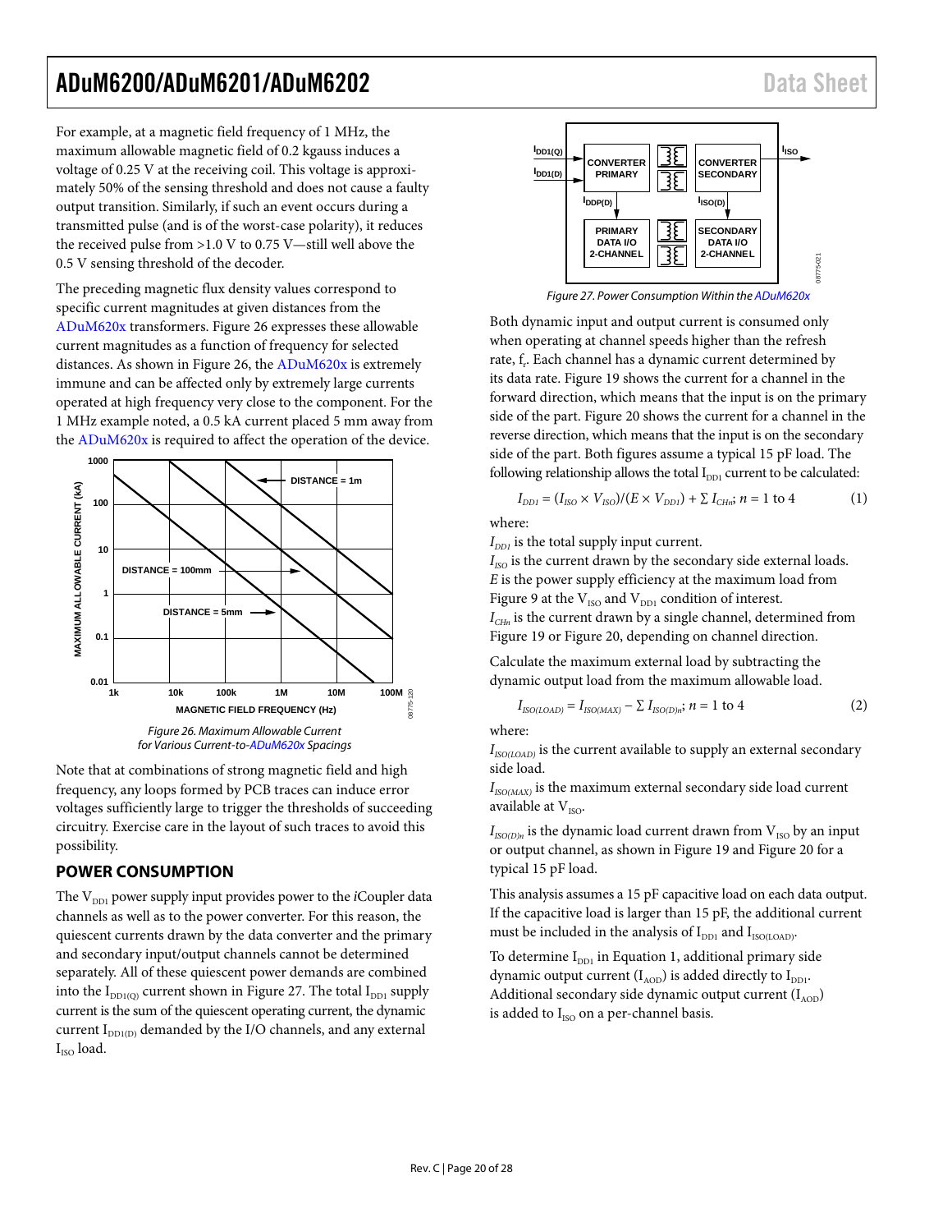For example, at a magnetic field frequency of 1 MHz, the maximum allowable magnetic field of 0.2 kgauss induces a voltage of 0.25 V at the receiving coil. This voltage is approximately 50% of the sensing threshold and does not cause a faulty output transition. Similarly, if such an event occurs during a transmitted pulse (and is of the worst-case polarity), it reduces the received pulse from >1.0 V to 0.75 V—still well above the 0.5 V sensing threshold of the decoder.

The preceding magnetic flux density values correspond to specific current magnitudes at given distances from the ADuM620x transformers. Figure 26 expresses these allowable current magnitudes as a function of frequency for selected distances. As shown in Figure 26, the ADuM620x is extremely immune and can be affected only by extremely large currents operated at high frequency very close to the component. For the 1 MHz example noted, a 0.5 kA current placed 5 mm away from the ADuM620x is required to affect the operation of the device.

Figure 26. Maximum Allowable Current for Various Current-to-ADuM620x Spacings

Note that at combinations of strong magnetic field and high frequency, any loops formed by PCB traces can induce error voltages sufficiently large to trigger the thresholds of succeeding circuitry. Exercise care in the layout of such traces to avoid this possibility.

## POWER CONSUMPTION

The $V_{DD1}$ power supply input provides power to the *i*Coupler data channels as well as to the power converter. For this reason, the quiescent currents drawn by the data converter and the primary and secondary input/output channels cannot be determined separately. All of these quiescent power demands are combined into the $I_{DD1(Q)}$ current shown in Figure 27. The total $I_{DD1}$ supply current is the sum of the quiescent operating current, the dynamic current $I_{DD1(D)}$ demanded by the I/O channels, and any external $I_{ISO}$ load.

Figure 27. Power Consumption Within the ADuM620x

Both dynamic input and output current is consumed only when operating at channel speeds higher than the refresh rate, $f_r$. Each channel has a dynamic current determined by its data rate. Figure 19 shows the current for a channel in the forward direction, which means that the input is on the primary side of the part. Figure 20 shows the current for a channel in the reverse direction, which means that the input is on the secondary side of the part. Both figures assume a typical 15 pF load. The following relationship allows the total $I_{DD1}$ current to be calculated:

$$I_{DD1} = (I_{ISO} \times V_{ISO})/(E \times V_{DD1}) + \sum I_{CHn};\ n = 1 \text{ to } 4 \quad (1)$$

where:

$I_{DD1}$ is the total supply input current.
$I_{ISO}$ is the current drawn by the secondary side external loads.
$E$ is the power supply efficiency at the maximum load from Figure 9 at the $V_{ISO}$ and $V_{DD1}$ condition of interest.
$I_{CHn}$ is the current drawn by a single channel, determined from Figure 19 or Figure 20, depending on channel direction.

Calculate the maximum external load by subtracting the dynamic output load from the maximum allowable load.

$$I_{ISO(LOAD)} = I_{ISO(MAX)} - \sum I_{ISO(D)n};\ n = 1 \text{ to } 4 \quad (2)$$

where:

$I_{ISO(LOAD)}$ is the current available to supply an external secondary side load.

$I_{ISO(MAX)}$ is the maximum external secondary side load current available at $V_{ISO}$.

$I_{ISO(D)n}$ is the dynamic load current drawn from $V_{ISO}$ by an input or output channel, as shown in Figure 19 and Figure 20 for a typical 15 pF load.

This analysis assumes a 15 pF capacitive load on each data output. If the capacitive load is larger than 15 pF, the additional current must be included in the analysis of $I_{DD1}$ and $I_{ISO(LOAD)}$.

To determine $I_{DD1}$ in Equation 1, additional primary side dynamic output current ($I_{AOD}$) is added directly to $I_{DD1}$. Additional secondary side dynamic output current ($I_{AOD}$) is added to $I_{ISO}$ on a per-channel basis.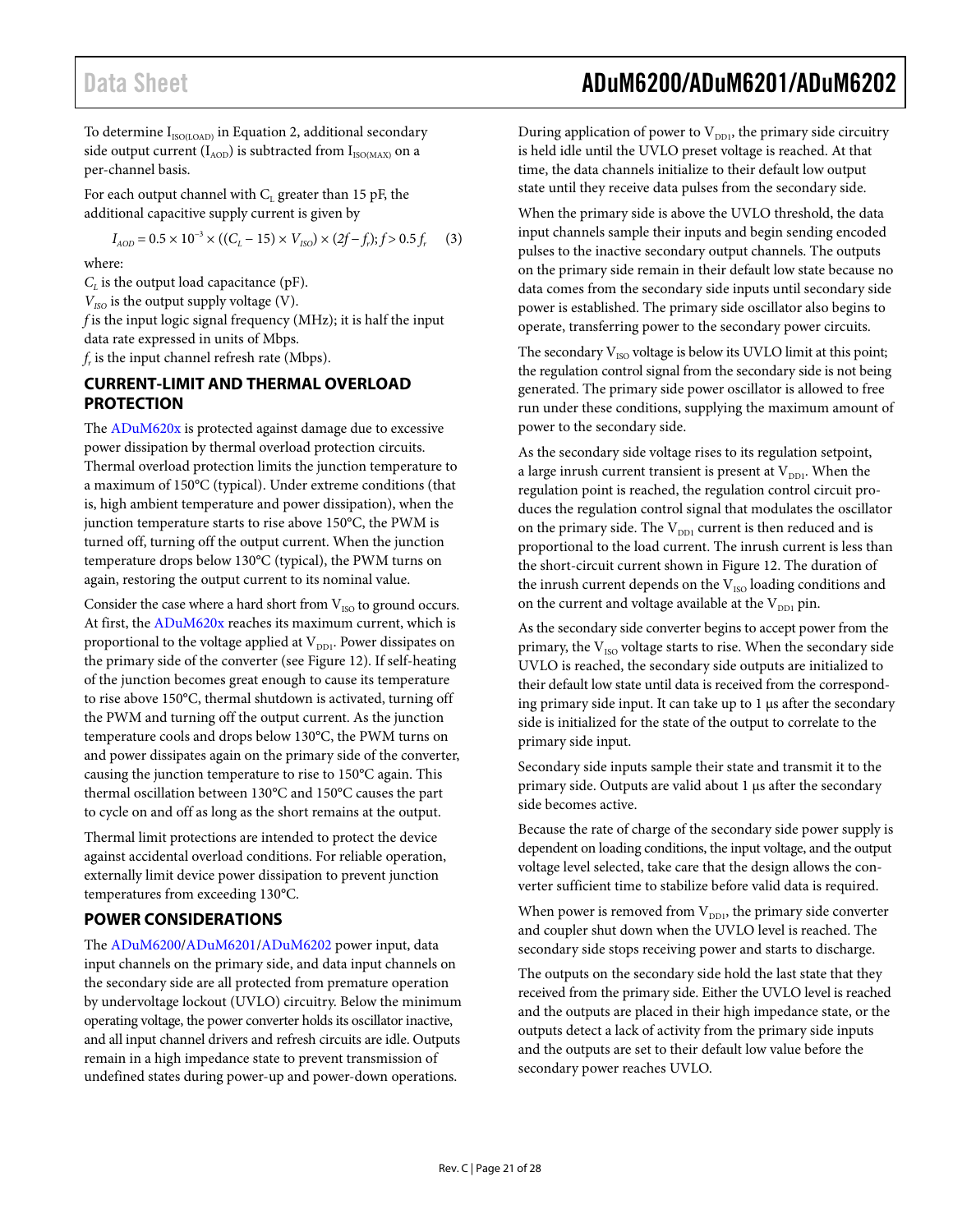To determine $I_{ISO(LOAD)}$ in Equation 2, additional secondary side output current ($I_{AOD}$) is subtracted from $I_{ISO(MAX)}$ on a per-channel basis.

For each output channel with $C_L$ greater than 15 pF, the additional capacitive supply current is given by

$$I_{AOD} = 0.5 \times 10^{-3} \times ((C_L - 15) \times V_{ISO}) \times (2f - f_r); f > 0.5 f_r \quad (3)$$

where:
$C_L$ is the output load capacitance (pF).
$V_{ISO}$ is the output supply voltage (V).
$f$ is the input logic signal frequency (MHz); it is half the input data rate expressed in units of Mbps.
$f_r$ is the input channel refresh rate (Mbps).

## CURRENT-LIMIT AND THERMAL OVERLOAD PROTECTION

The ADuM620x is protected against damage due to excessive power dissipation by thermal overload protection circuits. Thermal overload protection limits the junction temperature to a maximum of 150°C (typical). Under extreme conditions (that is, high ambient temperature and power dissipation), when the junction temperature starts to rise above 150°C, the PWM is turned off, turning off the output current. When the junction temperature drops below 130°C (typical), the PWM turns on again, restoring the output current to its nominal value.

Consider the case where a hard short from $V_{ISO}$ to ground occurs. At first, the ADuM620x reaches its maximum current, which is proportional to the voltage applied at $V_{DD1}$. Power dissipates on the primary side of the converter (see Figure 12). If self-heating of the junction becomes great enough to cause its temperature to rise above 150°C, thermal shutdown is activated, turning off the PWM and turning off the output current. As the junction temperature cools and drops below 130°C, the PWM turns on and power dissipates again on the primary side of the converter, causing the junction temperature to rise to 150°C again. This thermal oscillation between 130°C and 150°C causes the part to cycle on and off as long as the short remains at the output.

Thermal limit protections are intended to protect the device against accidental overload conditions. For reliable operation, externally limit device power dissipation to prevent junction temperatures from exceeding 130°C.

## POWER CONSIDERATIONS

The ADuM6200/ADuM6201/ADuM6202 power input, data input channels on the primary side, and data input channels on the secondary side are all protected from premature operation by undervoltage lockout (UVLO) circuitry. Below the minimum operating voltage, the power converter holds its oscillator inactive, and all input channel drivers and refresh circuits are idle. Outputs remain in a high impedance state to prevent transmission of undefined states during power-up and power-down operations.

During application of power to $V_{DD1}$, the primary side circuitry is held idle until the UVLO preset voltage is reached. At that time, the data channels initialize to their default low output state until they receive data pulses from the secondary side.

When the primary side is above the UVLO threshold, the data input channels sample their inputs and begin sending encoded pulses to the inactive secondary output channels. The outputs on the primary side remain in their default low state because no data comes from the secondary side inputs until secondary side power is established. The primary side oscillator also begins to operate, transferring power to the secondary power circuits.

The secondary $V_{ISO}$ voltage is below its UVLO limit at this point; the regulation control signal from the secondary side is not being generated. The primary side power oscillator is allowed to free run under these conditions, supplying the maximum amount of power to the secondary side.

As the secondary side voltage rises to its regulation setpoint, a large inrush current transient is present at $V_{DD1}$. When the regulation point is reached, the regulation control circuit produces the regulation control signal that modulates the oscillator on the primary side. The $V_{DD1}$ current is then reduced and is proportional to the load current. The inrush current is less than the short-circuit current shown in Figure 12. The duration of the inrush current depends on the $V_{ISO}$ loading conditions and on the current and voltage available at the $V_{DD1}$ pin.

As the secondary side converter begins to accept power from the primary, the $V_{ISO}$ voltage starts to rise. When the secondary side UVLO is reached, the secondary side outputs are initialized to their default low state until data is received from the corresponding primary side input. It can take up to 1 µs after the secondary side is initialized for the state of the output to correlate to the primary side input.

Secondary side inputs sample their state and transmit it to the primary side. Outputs are valid about 1 µs after the secondary side becomes active.

Because the rate of charge of the secondary side power supply is dependent on loading conditions, the input voltage, and the output voltage level selected, take care that the design allows the converter sufficient time to stabilize before valid data is required.

When power is removed from $V_{DD1}$, the primary side converter and coupler shut down when the UVLO level is reached. The secondary side stops receiving power and starts to discharge.

The outputs on the secondary side hold the last state that they received from the primary side. Either the UVLO level is reached and the outputs are placed in their high impedance state, or the outputs detect a lack of activity from the primary side inputs and the outputs are set to their default low value before the secondary power reaches UVLO.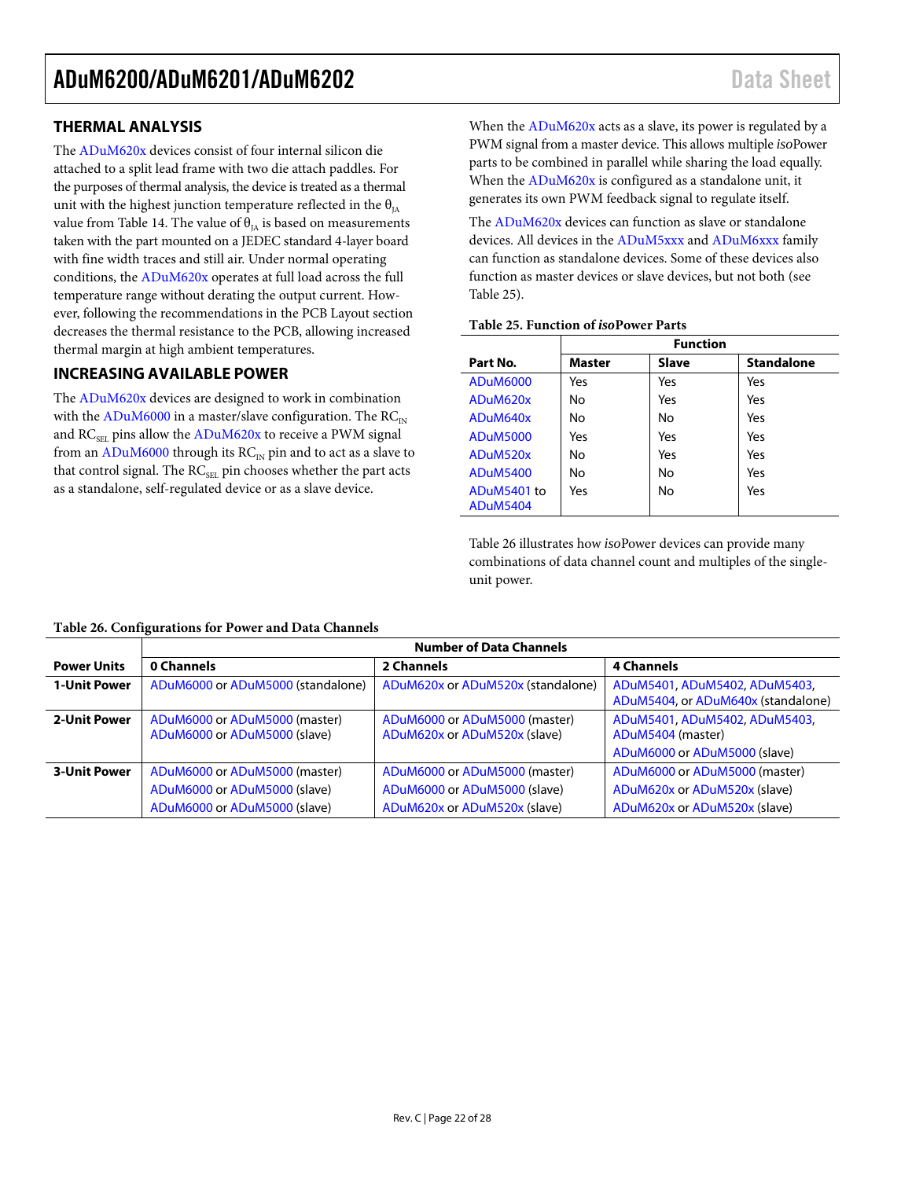## THERMAL ANALYSIS

The ADuM620x devices consist of four internal silicon die attached to a split lead frame with two die attach paddles. For the purposes of thermal analysis, the device is treated as a thermal unit with the highest junction temperature reflected in the $\theta_{JA}$ value from Table 14. The value of $\theta_{JA}$ is based on measurements taken with the part mounted on a JEDEC standard 4-layer board with fine width traces and still air. Under normal operating conditions, the ADuM620x operates at full load across the full temperature range without derating the output current. However, following the recommendations in the PCB Layout section decreases the thermal resistance to the PCB, allowing increased thermal margin at high ambient temperatures.

## INCREASING AVAILABLE POWER

The ADuM620x devices are designed to work in combination with the ADuM6000 in a master/slave configuration. The $RC_{IN}$ and $RC_{SEL}$ pins allow the ADuM620x to receive a PWM signal from an ADuM6000 through its $RC_{IN}$ pin and to act as a slave to that control signal. The $RC_{SEL}$ pin chooses whether the part acts as a standalone, self-regulated device or as a slave device.

When the ADuM620x acts as a slave, its power is regulated by a PWM signal from a master device. This allows multiple *iso*Power parts to be combined in parallel while sharing the load equally. When the ADuM620x is configured as a standalone unit, it generates its own PWM feedback signal to regulate itself.

The ADuM620x devices can function as slave or standalone devices. All devices in the ADuM5xxx and ADuM6xxx family can function as standalone devices. Some of these devices also function as master devices or slave devices, but not both (see Table 25).

**Table 25. Function of *iso*Power Parts**

| | Function | | |
|---|---|---|---|
| **Part No.** | **Master** | **Slave** | **Standalone** |
| ADuM6000 | Yes | Yes | Yes |
| ADuM620x | No | Yes | Yes |
| ADuM640x | No | No | Yes |
| ADuM5000 | Yes | Yes | Yes |
| ADuM520x | No | Yes | Yes |
| ADuM5400 | No | No | Yes |
| ADuM5401 to ADuM5404 | Yes | No | Yes |

Table 26 illustrates how *iso*Power devices can provide many combinations of data channel count and multiples of the single-unit power.

**Table 26. Configurations for Power and Data Channels**

| | Number of Data Channels | | |
|---|---|---|---|
| **Power Units** | **0 Channels** | **2 Channels** | **4 Channels** |
| **1-Unit Power** | ADuM6000 or ADuM5000 (standalone) | ADuM620x or ADuM520x (standalone) | ADuM5401, ADuM5402, ADuM5403, ADuM5404, or ADuM640x (standalone) |
| **2-Unit Power** | ADuM6000 or ADuM5000 (master)<br>ADuM6000 or ADuM5000 (slave) | ADuM6000 or ADuM5000 (master)<br>ADuM620x or ADuM520x (slave) | ADuM5401, ADuM5402, ADuM5403, ADuM5404 (master)<br>ADuM6000 or ADuM5000 (slave) |
| **3-Unit Power** | ADuM6000 or ADuM5000 (master)<br>ADuM6000 or ADuM5000 (slave)<br>ADuM6000 or ADuM5000 (slave) | ADuM6000 or ADuM5000 (master)<br>ADuM6000 or ADuM5000 (slave)<br>ADuM620x or ADuM520x (slave) | ADuM6000 or ADuM5000 (master)<br>ADuM620x or ADuM520x (slave)<br>ADuM620x or ADuM520x (slave) |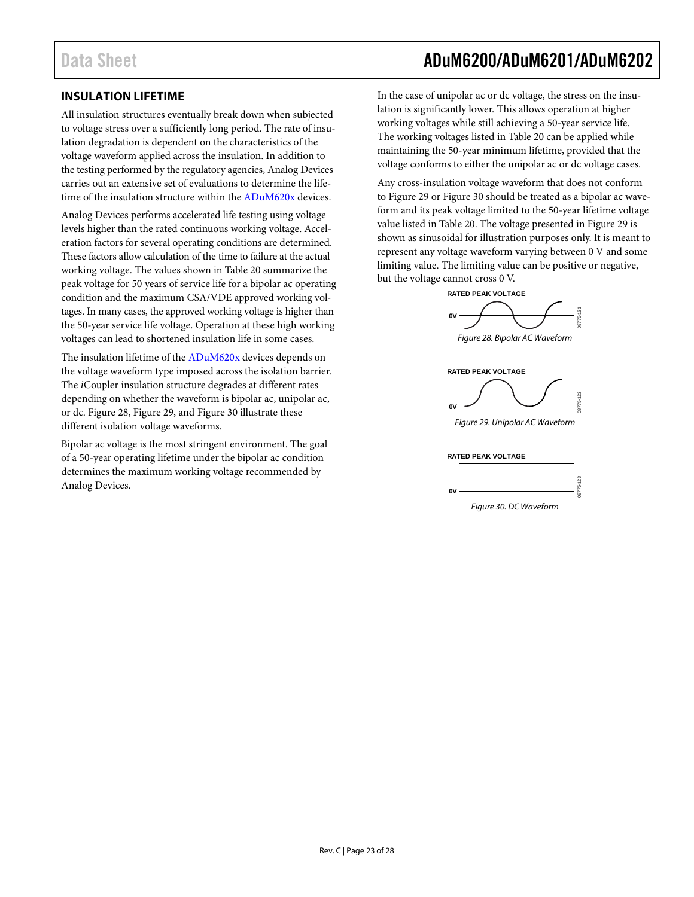## INSULATION LIFETIME

All insulation structures eventually break down when subjected to voltage stress over a sufficiently long period. The rate of insulation degradation is dependent on the characteristics of the voltage waveform applied across the insulation. In addition to the testing performed by the regulatory agencies, Analog Devices carries out an extensive set of evaluations to determine the lifetime of the insulation structure within the ADuM620x devices.

Analog Devices performs accelerated life testing using voltage levels higher than the rated continuous working voltage. Acceleration factors for several operating conditions are determined. These factors allow calculation of the time to failure at the actual working voltage. The values shown in Table 20 summarize the peak voltage for 50 years of service life for a bipolar ac operating condition and the maximum CSA/VDE approved working voltages. In many cases, the approved working voltage is higher than the 50-year service life voltage. Operation at these high working voltages can lead to shortened insulation life in some cases.

The insulation lifetime of the ADuM620x devices depends on the voltage waveform type imposed across the isolation barrier. The *i*Coupler insulation structure degrades at different rates depending on whether the waveform is bipolar ac, unipolar ac, or dc. Figure 28, Figure 29, and Figure 30 illustrate these different isolation voltage waveforms.

Bipolar ac voltage is the most stringent environment. The goal of a 50-year operating lifetime under the bipolar ac condition determines the maximum working voltage recommended by Analog Devices.

In the case of unipolar ac or dc voltage, the stress on the insulation is significantly lower. This allows operation at higher working voltages while still achieving a 50-year service life. The working voltages listed in Table 20 can be applied while maintaining the 50-year minimum lifetime, provided that the voltage conforms to either the unipolar ac or dc voltage cases.

Any cross-insulation voltage waveform that does not conform to Figure 29 or Figure 30 should be treated as a bipolar ac waveform and its peak voltage limited to the 50-year lifetime voltage value listed in Table 20. The voltage presented in Figure 29 is shown as sinusoidal for illustration purposes only. It is meant to represent any voltage waveform varying between 0 V and some limiting value. The limiting value can be positive or negative, but the voltage cannot cross 0 V.

*Figure 28. Bipolar AC Waveform*

*Figure 29. Unipolar AC Waveform*

*Figure 30. DC Waveform*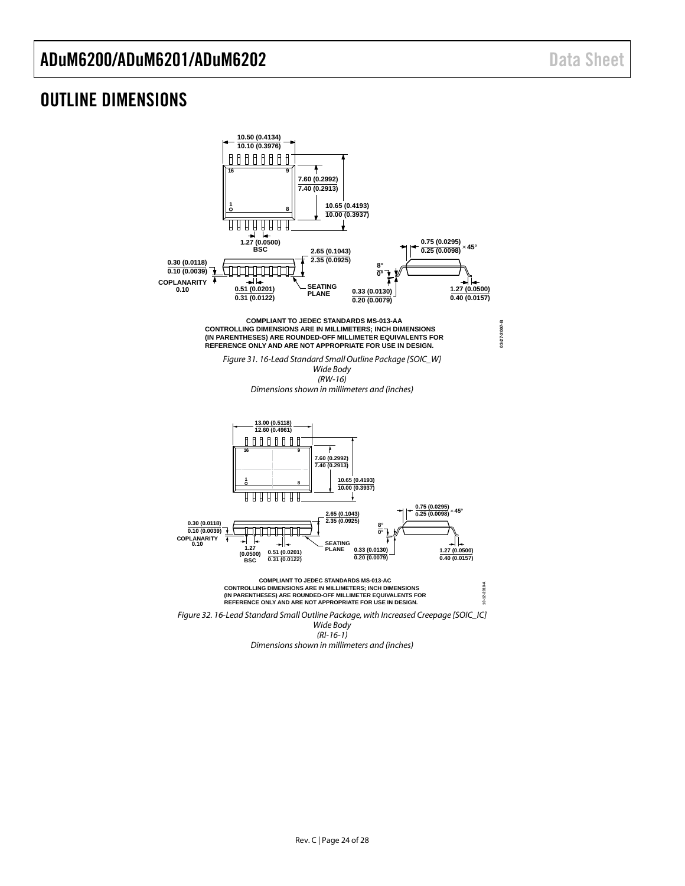# OUTLINE DIMENSIONS

10.50 (0.4134)
10.10 (0.3976)

7.60 (0.2992)
7.40 (0.2913)

10.65 (0.4193)
10.00 (0.3937)

1.27 (0.0500) BSC

2.65 (0.1043)
2.35 (0.0925)

0.75 (0.0295)
0.25 (0.0098) × 45°

0.30 (0.0118)
0.10 (0.0039)

COPLANARITY 0.10

0.51 (0.0201)
0.31 (0.0122)

SEATING PLANE

8°
0°

0.33 (0.0130)
0.20 (0.0079)

1.27 (0.0500)
0.40 (0.0157)

COMPLIANT TO JEDEC STANDARDS MS-013-AA
CONTROLLING DIMENSIONS ARE IN MILLIMETERS; INCH DIMENSIONS (IN PARENTHESES) ARE ROUNDED-OFF MILLIMETER EQUIVALENTS FOR REFERENCE ONLY AND ARE NOT APPROPRIATE FOR USE IN DESIGN.

03-27-2007-B

*Figure 31. 16-Lead Standard Small Outline Package [SOIC_W]*
*Wide Body*
*(RW-16)*
*Dimensions shown in millimeters and (inches)*

13.00 (0.5118)
12.60 (0.4961)

7.60 (0.2992)
7.40 (0.2913)

10.65 (0.4193)
10.00 (0.3937)

2.65 (0.1043)
2.35 (0.0925)

0.75 (0.0295)
0.25 (0.0098) × 45°

0.30 (0.0118)
0.10 (0.0039)

COPLANARITY 0.10

1.27 (0.0500) BSC

0.51 (0.0201)
0.31 (0.0122)

SEATING PLANE

8°
0°

0.33 (0.0130)
0.20 (0.0079)

1.27 (0.0500)
0.40 (0.0157)

COMPLIANT TO JEDEC STANDARDS MS-013-AC
CONTROLLING DIMENSIONS ARE IN MILLIMETERS; INCH DIMENSIONS (IN PARENTHESES) ARE ROUNDED-OFF MILLIMETER EQUIVALENTS FOR REFERENCE ONLY AND ARE NOT APPROPRIATE FOR USE IN DESIGN.

10-12-2010-A

*Figure 32. 16-Lead Standard Small Outline Package, with Increased Creepage [SOIC_IC]*
*Wide Body*
*(RI-16-1)*
*Dimensions shown in millimeters and (inches)*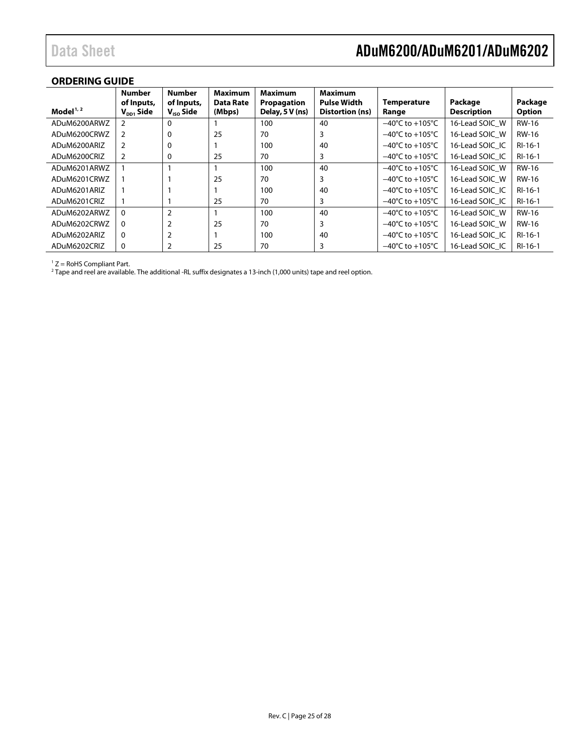## ORDERING GUIDE

| Model[1, 2] | Number of Inputs, $V_{DD1}$ Side | Number of Inputs, $V_{ISO}$ Side | Maximum Data Rate (Mbps) | Maximum Propagation Delay, 5 V (ns) | Maximum Pulse Width Distortion (ns) | Temperature Range | Package Description | Package Option |
|---|---|---|---|---|---|---|---|---|
| ADuM6200ARWZ | 2 | 0 | 1 | 100 | 40 | −40°C to +105°C | 16-Lead SOIC_W | RW-16 |
| ADuM6200CRWZ | 2 | 0 | 25 | 70 | 3 | −40°C to +105°C | 16-Lead SOIC_W | RW-16 |
| ADuM6200ARIZ | 2 | 0 | 1 | 100 | 40 | −40°C to +105°C | 16-Lead SOIC_IC | RI-16-1 |
| ADuM6200CRIZ | 2 | 0 | 25 | 70 | 3 | −40°C to +105°C | 16-Lead SOIC_IC | RI-16-1 |
| ADuM6201ARWZ | 1 | 1 | 1 | 100 | 40 | −40°C to +105°C | 16-Lead SOIC_W | RW-16 |
| ADuM6201CRWZ | 1 | 1 | 25 | 70 | 3 | −40°C to +105°C | 16-Lead SOIC_W | RW-16 |
| ADuM6201ARIZ | 1 | 1 | 1 | 100 | 40 | −40°C to +105°C | 16-Lead SOIC_IC | RI-16-1 |
| ADuM6201CRIZ | 1 | 1 | 25 | 70 | 3 | −40°C to +105°C | 16-Lead SOIC_IC | RI-16-1 |
| ADuM6202ARWZ | 0 | 2 | 1 | 100 | 40 | −40°C to +105°C | 16-Lead SOIC_W | RW-16 |
| ADuM6202CRWZ | 0 | 2 | 25 | 70 | 3 | −40°C to +105°C | 16-Lead SOIC_W | RW-16 |
| ADuM6202ARIZ | 0 | 2 | 1 | 100 | 40 | −40°C to +105°C | 16-Lead SOIC_IC | RI-16-1 |
| ADuM6202CRIZ | 0 | 2 | 25 | 70 | 3 | −40°C to +105°C | 16-Lead SOIC_IC | RI-16-1 |

[1] Z = RoHS Compliant Part.
[2] Tape and reel are available. The additional -RL suffix designates a 13-inch (1,000 units) tape and reel option.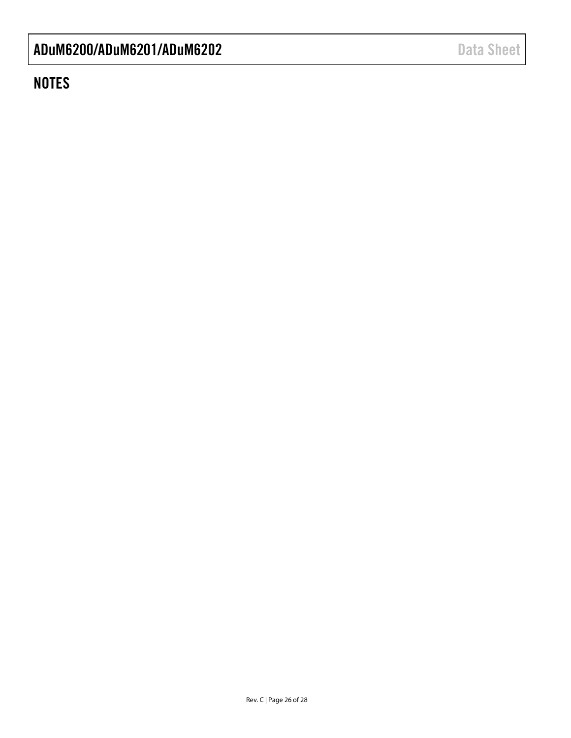## NOTES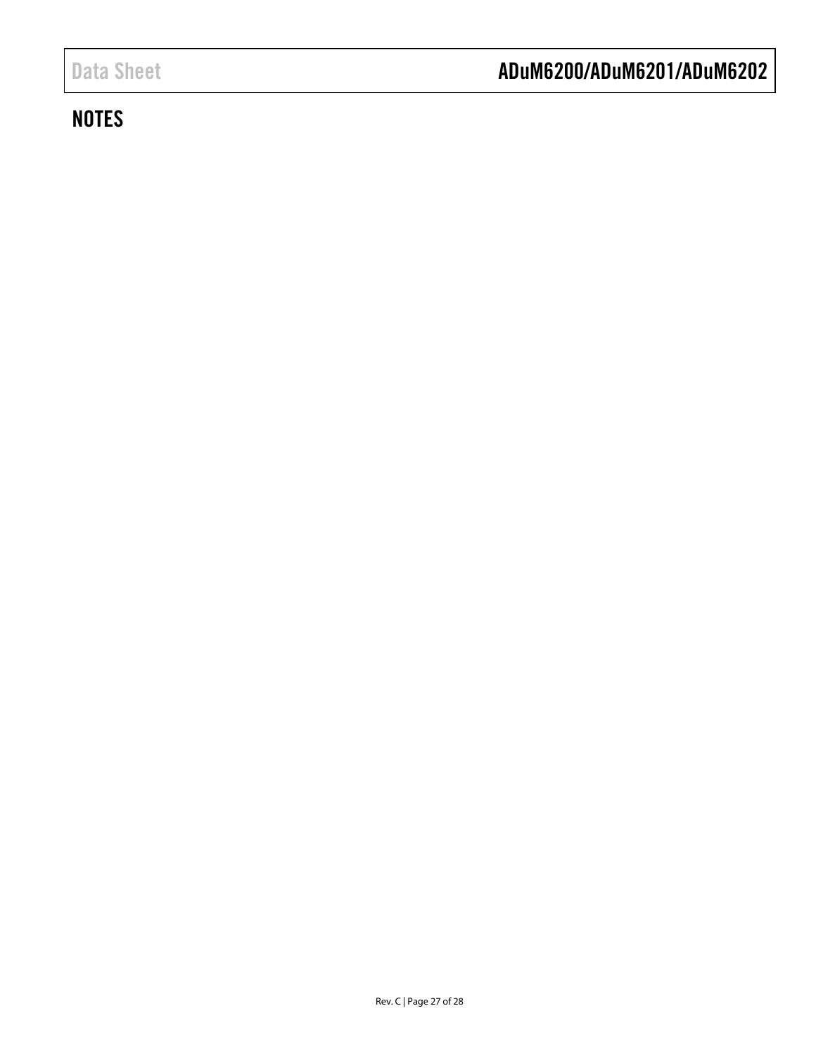## NOTES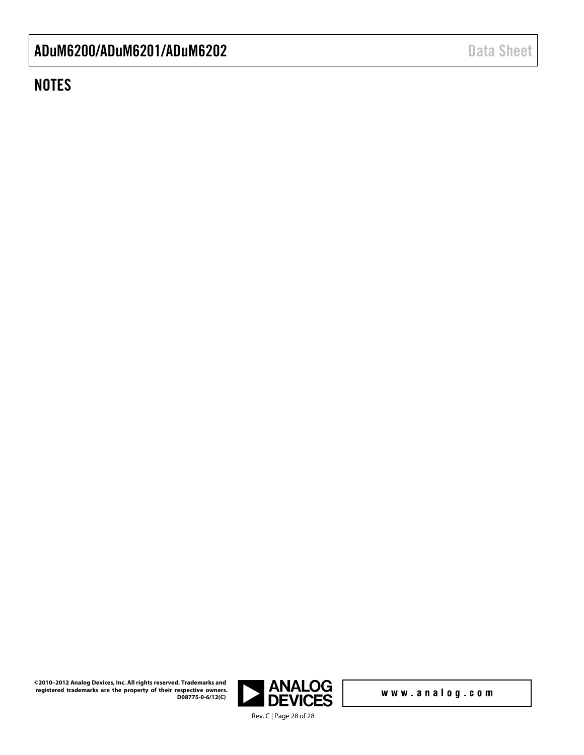## NOTES

©2010–2012 Analog Devices, Inc. All rights reserved. Trademarks and registered trademarks are the property of their respective owners.
D08775-0-6/12(C)

www.analog.com